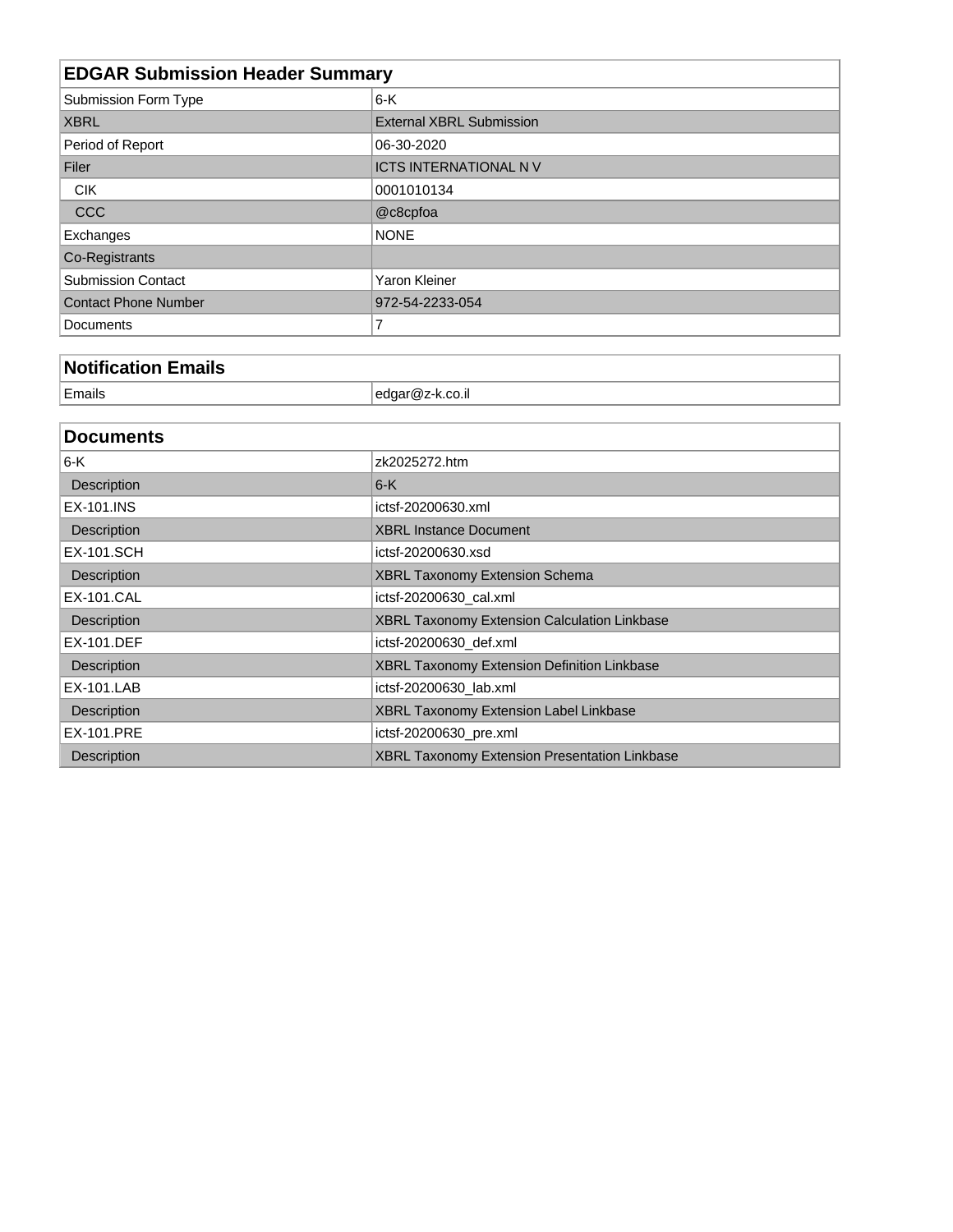| EDGAR Submission Header Summary | |
| --- | --- |
| Submission Form Type | 6-K |
| XBRL | External XBRL Submission |
| Period of Report | 06-30-2020 |
| Filer | ICTS INTERNATIONAL N V |
| CIK | 0001010134 |
| CCC | @c8cpfoa |
| Exchanges | NONE |
| Co-Registrants | |
| Submission Contact | Yaron Kleiner |
| Contact Phone Number | 972-54-2233-054 |
| Documents | 7 |

| Notification Emails | |
| --- | --- |
| Emails | edgar@z-k.co.il |

| Documents | |
| --- | --- |
| 6-K | zk2025272.htm |
| Description | 6-K |
| EX-101.INS | ictsf-20200630.xml |
| Description | XBRL Instance Document |
| EX-101.SCH | ictsf-20200630.xsd |
| Description | XBRL Taxonomy Extension Schema |
| EX-101.CAL | ictsf-20200630_cal.xml |
| Description | XBRL Taxonomy Extension Calculation Linkbase |
| EX-101.DEF | ictsf-20200630_def.xml |
| Description | XBRL Taxonomy Extension Definition Linkbase |
| EX-101.LAB | ictsf-20200630_lab.xml |
| Description | XBRL Taxonomy Extension Label Linkbase |
| EX-101.PRE | ictsf-20200630_pre.xml |
| Description | XBRL Taxonomy Extension Presentation Linkbase |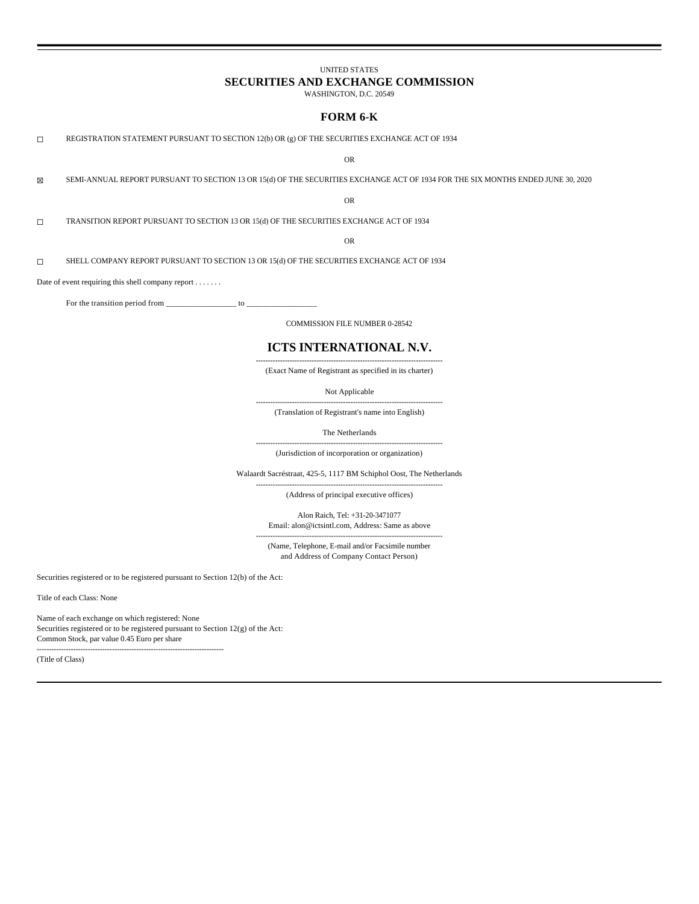UNITED STATES

**SECURITIES AND EXCHANGE COMMISSION**

WASHINGTON, D.C. 20549

## FORM 6-K

☐ REGISTRATION STATEMENT PURSUANT TO SECTION 12(b) OR (g) OF THE SECURITIES EXCHANGE ACT OF 1934

OR

☒ SEMI-ANNUAL REPORT PURSUANT TO SECTION 13 OR 15(d) OF THE SECURITIES EXCHANGE ACT OF 1934 FOR THE SIX MONTHS ENDED JUNE 30, 2020

OR

☐ TRANSITION REPORT PURSUANT TO SECTION 13 OR 15(d) OF THE SECURITIES EXCHANGE ACT OF 1934

OR

☐ SHELL COMPANY REPORT PURSUANT TO SECTION 13 OR 15(d) OF THE SECURITIES EXCHANGE ACT OF 1934

Date of event requiring this shell company report . . . . . . .

For the transition period from _________________ to _________________

COMMISSION FILE NUMBER 0-28542

# ICTS INTERNATIONAL N.V.

(Exact Name of Registrant as specified in its charter)

Not Applicable

(Translation of Registrant's name into English)

The Netherlands

(Jurisdiction of incorporation or organization)

Walaardt Sacréstraat, 425-5, 1117 BM Schiphol Oost, The Netherlands

(Address of principal executive offices)

Alon Raich, Tel: +31-20-3471077
Email: alon@ictsintl.com, Address: Same as above

(Name, Telephone, E-mail and/or Facsimile number and Address of Company Contact Person)

Securities registered or to be registered pursuant to Section 12(b) of the Act:

Title of each Class: None

Name of each exchange on which registered: None
Securities registered or to be registered pursuant to Section 12(g) of the Act:
Common Stock, par value 0.45 Euro per share

(Title of Class)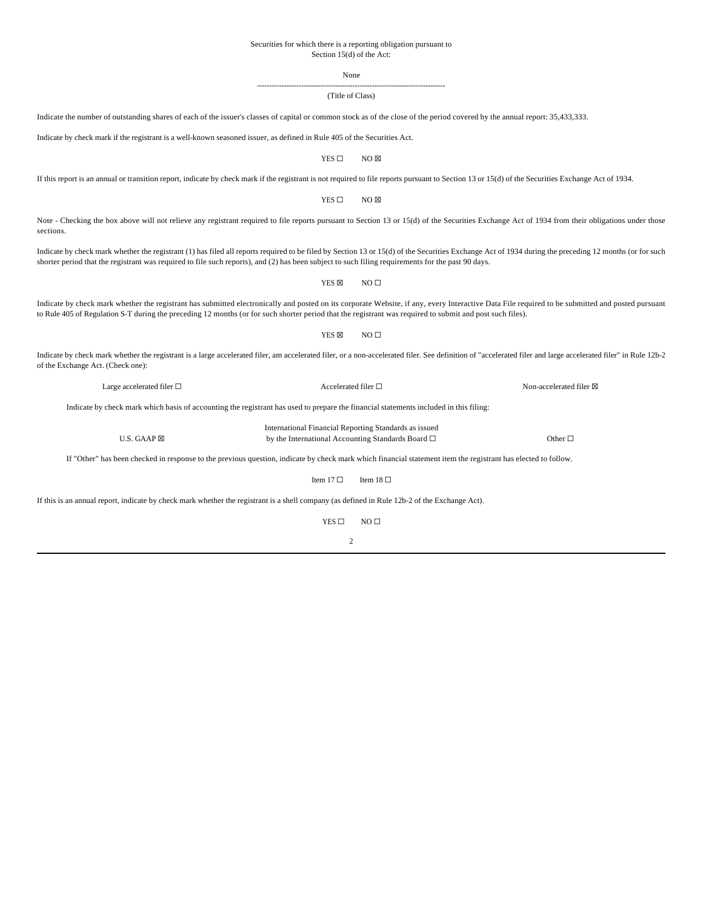Securities for which there is a reporting obligation pursuant to Section 15(d) of the Act:

None

--------------------------------------------------------------------------------

(Title of Class)

Indicate the number of outstanding shares of each of the issuer's classes of capital or common stock as of the close of the period covered by the annual report: 35,433,333.

Indicate by check mark if the registrant is a well-known seasoned issuer, as defined in Rule 405 of the Securities Act.

YES ☐ NO ☒

If this report is an annual or transition report, indicate by check mark if the registrant is not required to file reports pursuant to Section 13 or 15(d) of the Securities Exchange Act of 1934.

YES ☐ NO ☒

Note - Checking the box above will not relieve any registrant required to file reports pursuant to Section 13 or 15(d) of the Securities Exchange Act of 1934 from their obligations under those sections.

Indicate by check mark whether the registrant (1) has filed all reports required to be filed by Section 13 or 15(d) of the Securities Exchange Act of 1934 during the preceding 12 months (or for such shorter period that the registrant was required to file such reports), and (2) has been subject to such filing requirements for the past 90 days.

YES ☒ NO ☐

Indicate by check mark whether the registrant has submitted electronically and posted on its corporate Website, if any, every Interactive Data File required to be submitted and posted pursuant to Rule 405 of Regulation S-T during the preceding 12 months (or for such shorter period that the registrant was required to submit and post such files).

YES ☒ NO ☐

Indicate by check mark whether the registrant is a large accelerated filer, am accelerated filer, or a non-accelerated filer. See definition of "accelerated filer and large accelerated filer" in Rule 12b-2 of the Exchange Act. (Check one):

Large accelerated filer ☐ Accelerated filer ☐ Non-accelerated filer ☒

Indicate by check mark which basis of accounting the registrant has used to prepare the financial statements included in this filing:

U.S. GAAP ☒ International Financial Reporting Standards as issued by the International Accounting Standards Board ☐ Other ☐

If "Other" has been checked in response to the previous question, indicate by check mark which financial statement item the registrant has elected to follow.

Item 17 ☐ Item 18 ☐

If this is an annual report, indicate by check mark whether the registrant is a shell company (as defined in Rule 12b-2 of the Exchange Act).

YES ☐ NO ☐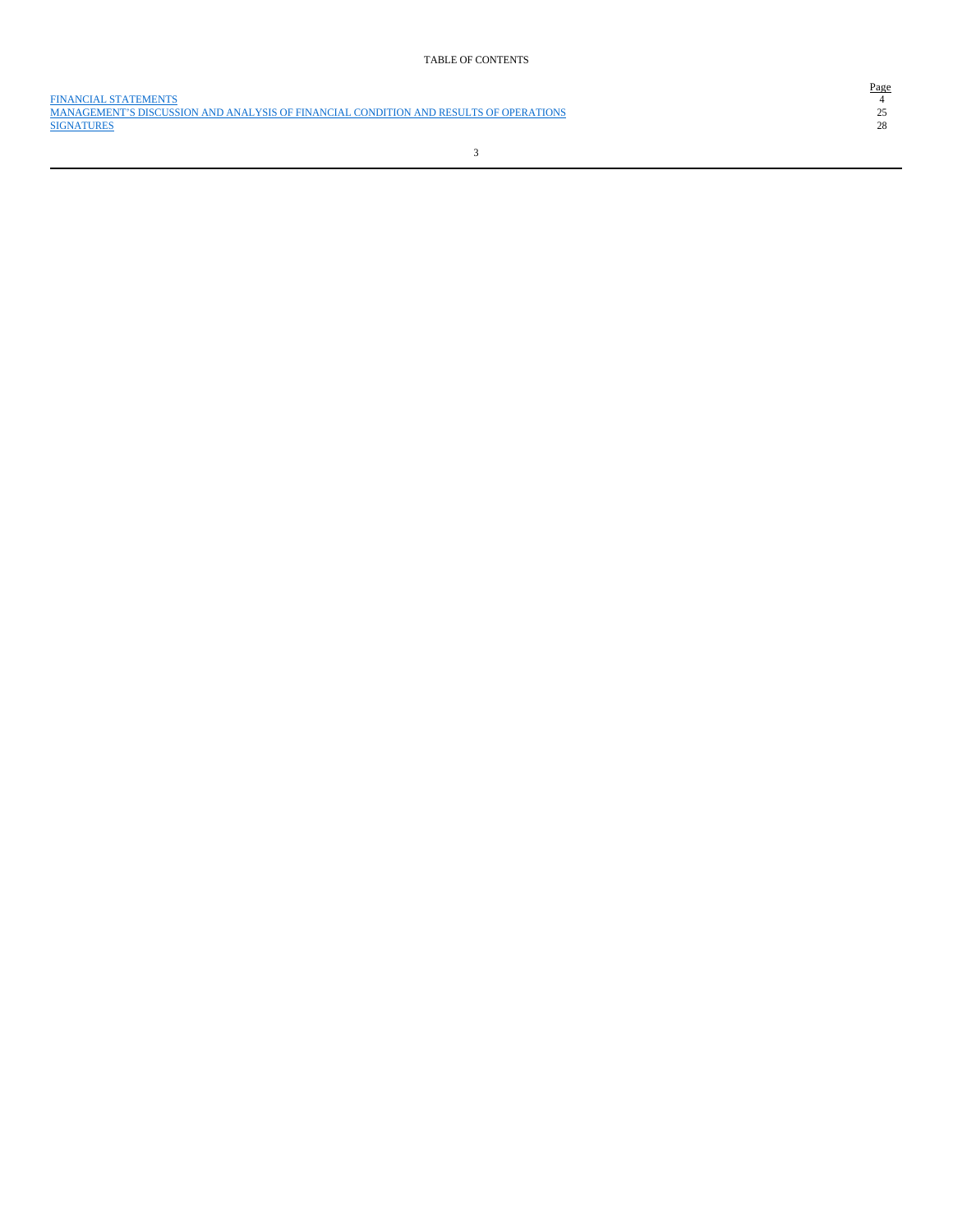TABLE OF CONTENTS

| | Page |
|---|---|
| FINANCIAL STATEMENTS | 4 |
| MANAGEMENT'S DISCUSSION AND ANALYSIS OF FINANCIAL CONDITION AND RESULTS OF OPERATIONS | 25 |
| SIGNATURES | 28 |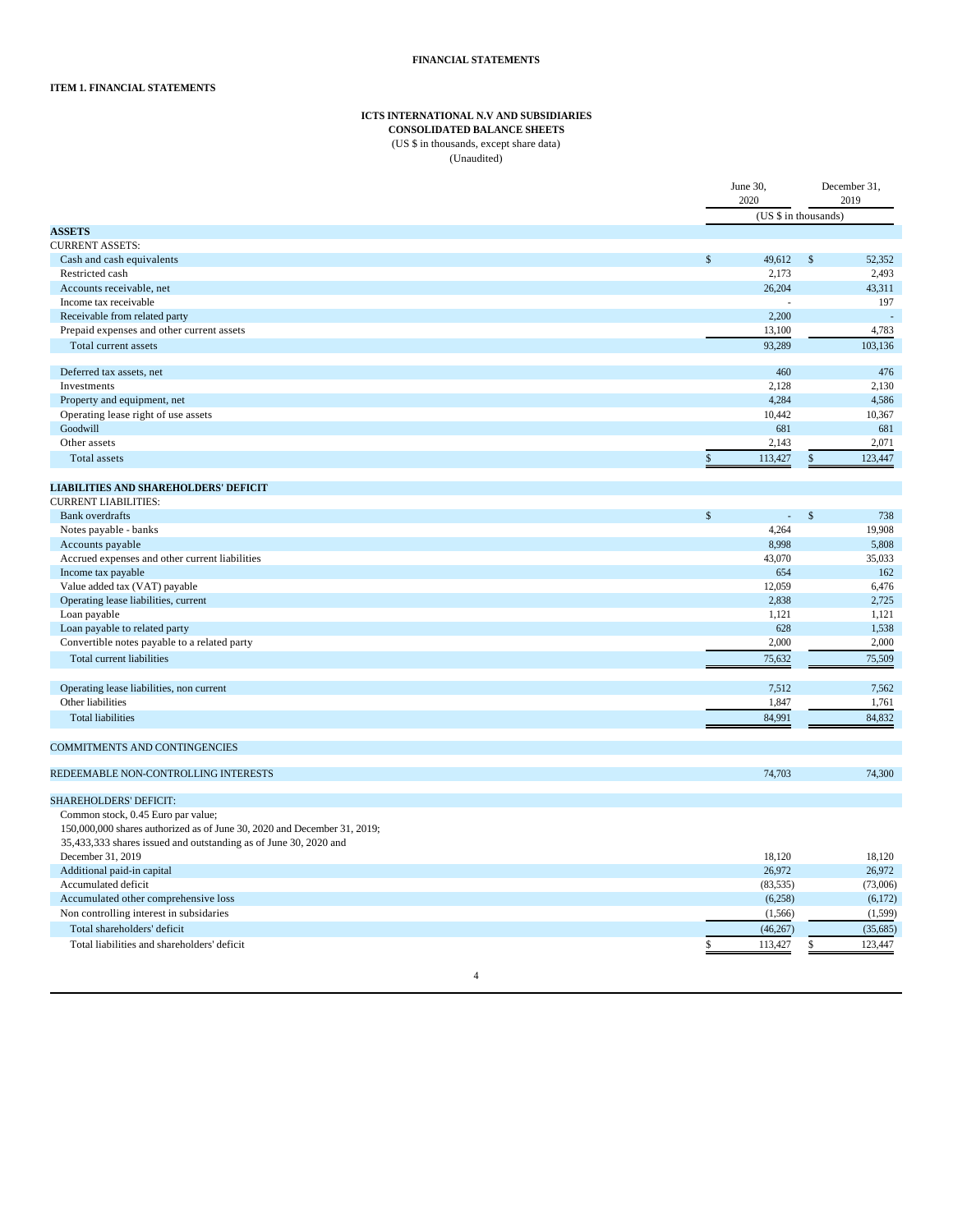**FINANCIAL STATEMENTS**

**ITEM 1. FINANCIAL STATEMENTS**

**ICTS INTERNATIONAL N.V AND SUBSIDIARIES**
**CONSOLIDATED BALANCE SHEETS**
(US $ in thousands, except share data)
(Unaudited)

| | June 30, 2020 | December 31, 2019 |
|---|---|---|
| | (US $ in thousands) | |
| **ASSETS** | | |
| CURRENT ASSETS: | | |
| Cash and cash equivalents | $ 49,612 | $ 52,352 |
| Restricted cash | 2,173 | 2,493 |
| Accounts receivable, net | 26,204 | 43,311 |
| Income tax receivable | - | 197 |
| Receivable from related party | 2,200 | - |
| Prepaid expenses and other current assets | 13,100 | 4,783 |
| Total current assets | 93,289 | 103,136 |
| | | |
| Deferred tax assets, net | 460 | 476 |
| Investments | 2,128 | 2,130 |
| Property and equipment, net | 4,284 | 4,586 |
| Operating lease right of use assets | 10,442 | 10,367 |
| Goodwill | 681 | 681 |
| Other assets | 2,143 | 2,071 |
| Total assets | $ 113,427 | $ 123,447 |
| | | |
| **LIABILITIES AND SHAREHOLDERS' DEFICIT** | | |
| CURRENT LIABILITIES: | | |
| Bank overdrafts | $ - | $ 738 |
| Notes payable - banks | 4,264 | 19,908 |
| Accounts payable | 8,998 | 5,808 |
| Accrued expenses and other current liabilities | 43,070 | 35,033 |
| Income tax payable | 654 | 162 |
| Value added tax (VAT) payable | 12,059 | 6,476 |
| Operating lease liabilities, current | 2,838 | 2,725 |
| Loan payable | 1,121 | 1,121 |
| Loan payable to related party | 628 | 1,538 |
| Convertible notes payable to a related party | 2,000 | 2,000 |
| Total current liabilities | 75,632 | 75,509 |
| | | |
| Operating lease liabilities, non current | 7,512 | 7,562 |
| Other liabilities | 1,847 | 1,761 |
| Total liabilities | 84,991 | 84,832 |
| | | |
| COMMITMENTS AND CONTINGENCIES | | |
| | | |
| REDEEMABLE NON-CONTROLLING INTERESTS | 74,703 | 74,300 |
| | | |
| SHAREHOLDERS' DEFICIT: | | |
| Common stock, 0.45 Euro par value; 150,000,000 shares authorized as of June 30, 2020 and December 31, 2019; 35,433,333 shares issued and outstanding as of June 30, 2020 and December 31, 2019 | 18,120 | 18,120 |
| Additional paid-in capital | 26,972 | 26,972 |
| Accumulated deficit | (83,535) | (73,006) |
| Accumulated other comprehensive loss | (6,258) | (6,172) |
| Non controlling interest in subsidaries | (1,566) | (1,599) |
| Total shareholders' deficit | (46,267) | (35,685) |
| Total liabilities and shareholders' deficit | $ 113,427 | $ 123,447 |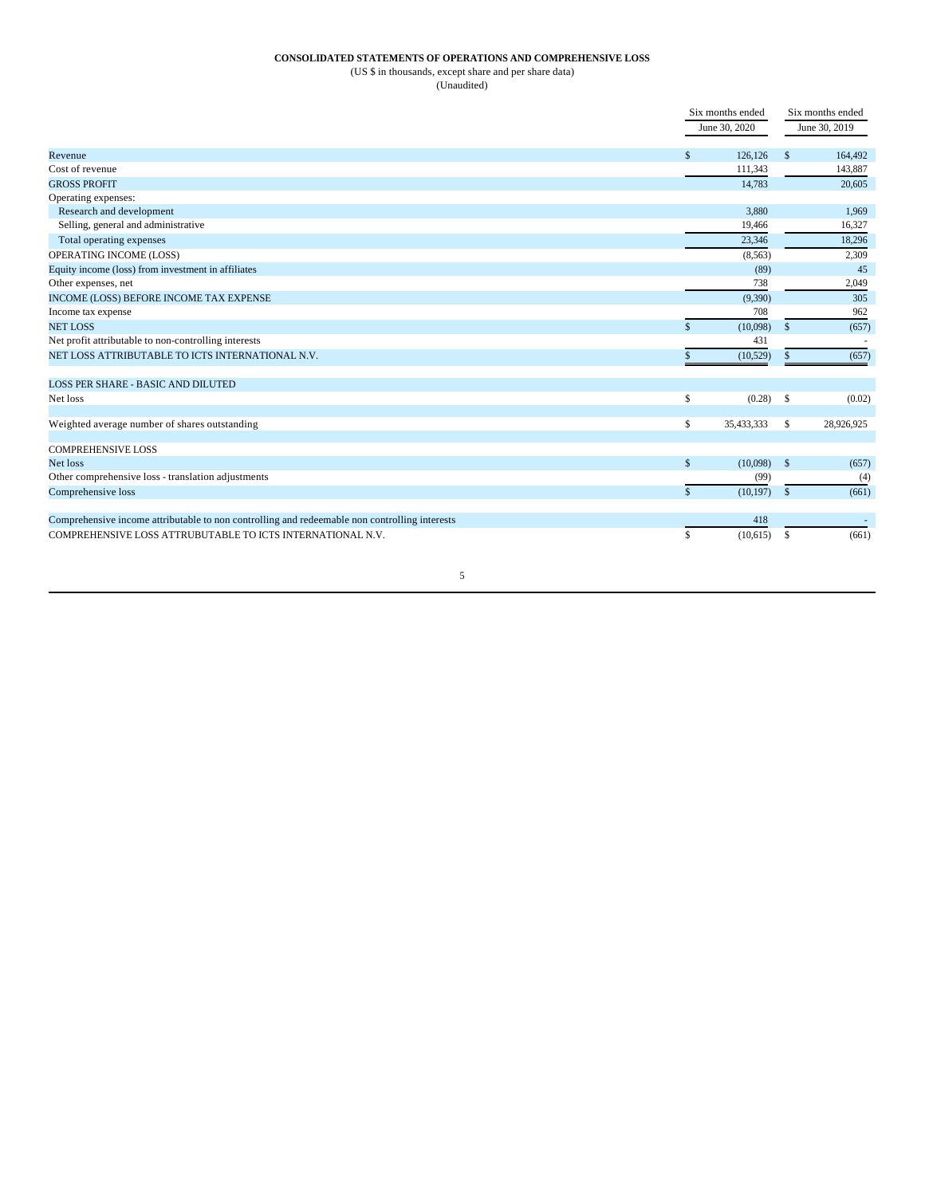**CONSOLIDATED STATEMENTS OF OPERATIONS AND COMPREHENSIVE LOSS**

(US $ in thousands, except share and per share data)

(Unaudited)

| | Six months ended June 30, 2020 | Six months ended June 30, 2019 |
|---|---|---|
| Revenue | $ 126,126 | $ 164,492 |
| Cost of revenue | 111,343 | 143,887 |
| GROSS PROFIT | 14,783 | 20,605 |
| Operating expenses: | | |
| Research and development | 3,880 | 1,969 |
| Selling, general and administrative | 19,466 | 16,327 |
| Total operating expenses | 23,346 | 18,296 |
| OPERATING INCOME (LOSS) | (8,563) | 2,309 |
| Equity income (loss) from investment in affiliates | (89) | 45 |
| Other expenses, net | 738 | 2,049 |
| INCOME (LOSS) BEFORE INCOME TAX EXPENSE | (9,390) | 305 |
| Income tax expense | 708 | 962 |
| NET LOSS | $ (10,098) | $ (657) |
| Net profit attributable to non-controlling interests | 431 | - |
| NET LOSS ATTRIBUTABLE TO ICTS INTERNATIONAL N.V. | $ (10,529) | $ (657) |
| | | |
| LOSS PER SHARE - BASIC AND DILUTED | | |
| Net loss | $ (0.28) | $ (0.02) |
| | | |
| Weighted average number of shares outstanding | $ 35,433,333 | $ 28,926,925 |
| | | |
| COMPREHENSIVE LOSS | | |
| Net loss | $ (10,098) | $ (657) |
| Other comprehensive loss - translation adjustments | (99) | (4) |
| Comprehensive loss | $ (10,197) | $ (661) |
| | | |
| Comprehensive income attributable to non controlling and redeemable non controlling interests | 418 | - |
| COMPREHENSIVE LOSS ATTRUBUTABLE TO ICTS INTERNATIONAL N.V. | $ (10,615) | $ (661) |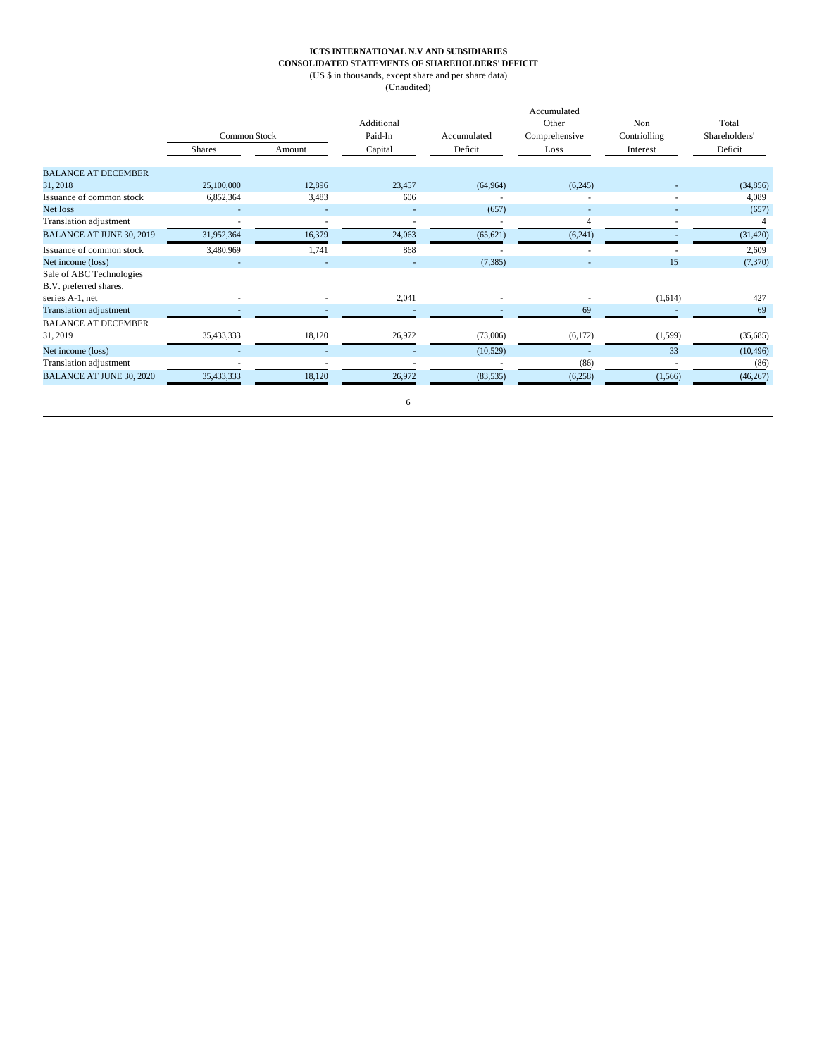**ICTS INTERNATIONAL N.V AND SUBSIDIARIES**
**CONSOLIDATED STATEMENTS OF SHAREHOLDERS' DEFICIT**
(US $ in thousands, except share and per share data)
(Unaudited)

| | Common Stock | | Additional Paid-In | Accumulated | Accumulated Other Comprehensive | Non Contriolling | Total Shareholders' |
|---|---|---|---|---|---|---|---|
| | Shares | Amount | Capital | Deficit | Loss | Interest | Deficit |
| BALANCE AT DECEMBER 31, 2018 | 25,100,000 | 12,896 | 23,457 | (64,964) | (6,245) | - | (34,856) |
| Issuance of common stock | 6,852,364 | 3,483 | 606 | - | - | - | 4,089 |
| Net loss | - | - | - | (657) | - | - | (657) |
| Translation adjustment | - | - | - | - | 4 | - | 4 |
| BALANCE AT JUNE 30, 2019 | 31,952,364 | 16,379 | 24,063 | (65,621) | (6,241) | - | (31,420) |
| Issuance of common stock | 3,480,969 | 1,741 | 868 | - | - | - | 2,609 |
| Net income (loss) | - | - | - | (7,385) | - | 15 | (7,370) |
| Sale of ABC Technologies B.V. preferred shares, series A-1, net | - | - | 2,041 | - | - | (1,614) | 427 |
| Translation adjustment | - | - | - | - | 69 | - | 69 |
| BALANCE AT DECEMBER 31, 2019 | 35,433,333 | 18,120 | 26,972 | (73,006) | (6,172) | (1,599) | (35,685) |
| Net income (loss) | - | - | - | (10,529) | - | 33 | (10,496) |
| Translation adjustment | - | - | - | - | (86) | - | (86) |
| BALANCE AT JUNE 30, 2020 | 35,433,333 | 18,120 | 26,972 | (83,535) | (6,258) | (1,566) | (46,267) |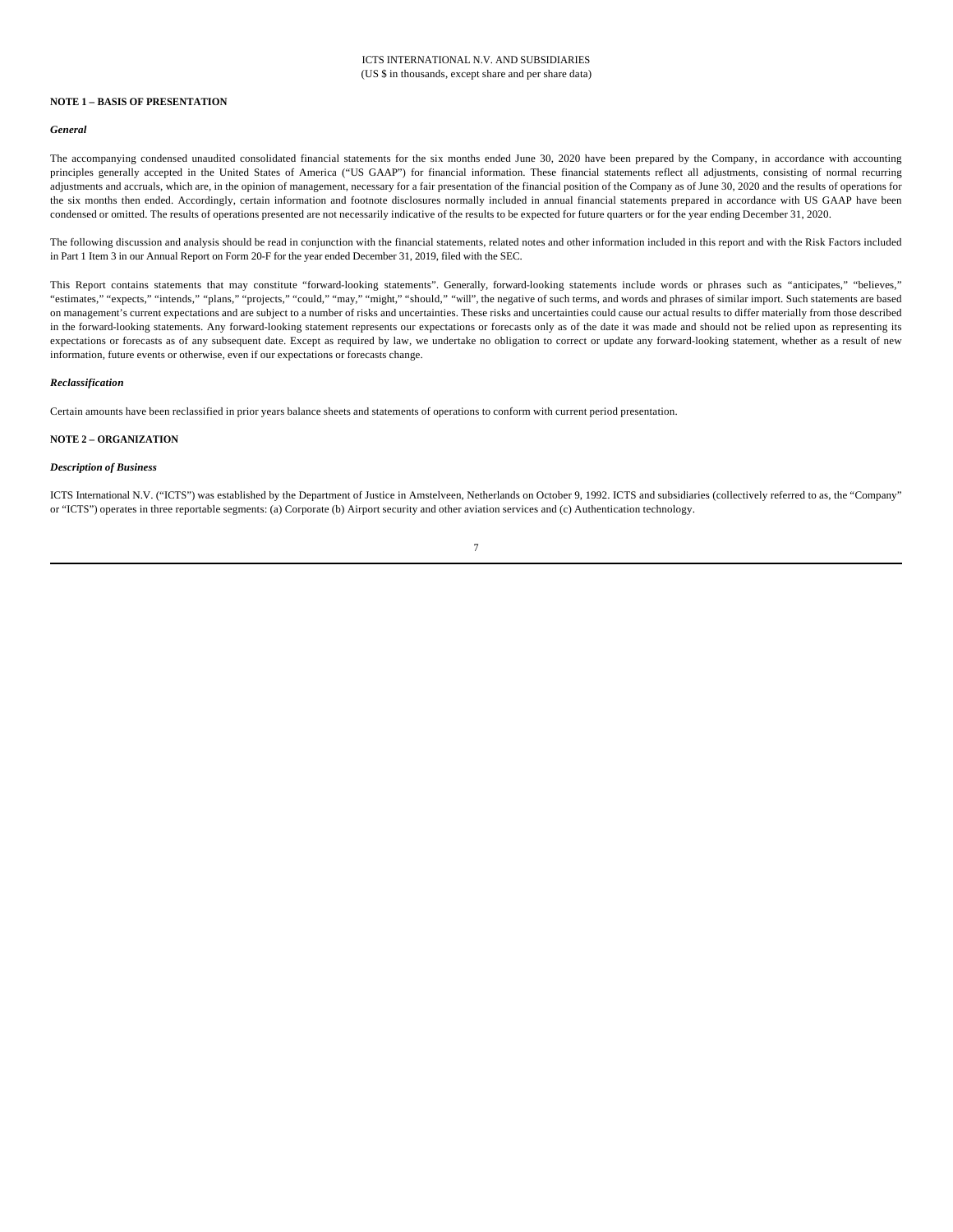ICTS INTERNATIONAL N.V. AND SUBSIDIARIES
(US $ in thousands, except share and per share data)

**NOTE 1 – BASIS OF PRESENTATION**

***General***

The accompanying condensed unaudited consolidated financial statements for the six months ended June 30, 2020 have been prepared by the Company, in accordance with accounting principles generally accepted in the United States of America ("US GAAP") for financial information. These financial statements reflect all adjustments, consisting of normal recurring adjustments and accruals, which are, in the opinion of management, necessary for a fair presentation of the financial position of the Company as of June 30, 2020 and the results of operations for the six months then ended. Accordingly, certain information and footnote disclosures normally included in annual financial statements prepared in accordance with US GAAP have been condensed or omitted. The results of operations presented are not necessarily indicative of the results to be expected for future quarters or for the year ending December 31, 2020.

The following discussion and analysis should be read in conjunction with the financial statements, related notes and other information included in this report and with the Risk Factors included in Part 1 Item 3 in our Annual Report on Form 20-F for the year ended December 31, 2019, filed with the SEC.

This Report contains statements that may constitute "forward-looking statements". Generally, forward-looking statements include words or phrases such as "anticipates," "believes," "estimates," "expects," "intends," "plans," "projects," "could," "may," "might," "should," "will", the negative of such terms, and words and phrases of similar import. Such statements are based on management's current expectations and are subject to a number of risks and uncertainties. These risks and uncertainties could cause our actual results to differ materially from those described in the forward-looking statements. Any forward-looking statement represents our expectations or forecasts only as of the date it was made and should not be relied upon as representing its expectations or forecasts as of any subsequent date. Except as required by law, we undertake no obligation to correct or update any forward-looking statement, whether as a result of new information, future events or otherwise, even if our expectations or forecasts change.

***Reclassification***

Certain amounts have been reclassified in prior years balance sheets and statements of operations to conform with current period presentation.

**NOTE 2 – ORGANIZATION**

***Description of Business***

ICTS International N.V. ("ICTS") was established by the Department of Justice in Amstelveen, Netherlands on October 9, 1992. ICTS and subsidiaries (collectively referred to as, the "Company" or "ICTS") operates in three reportable segments: (a) Corporate (b) Airport security and other aviation services and (c) Authentication technology.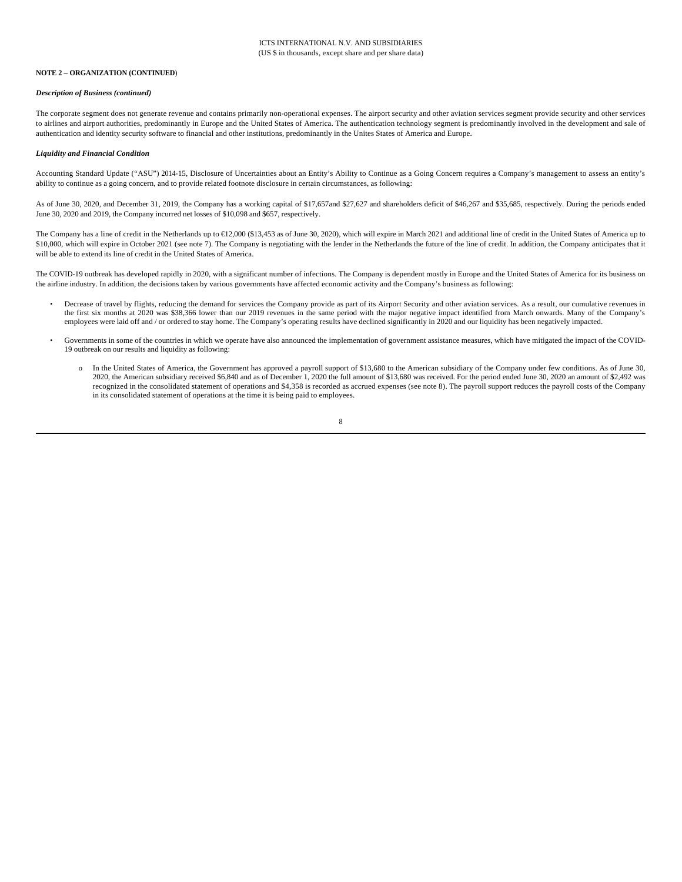**NOTE 2 – ORGANIZATION (CONTINUED)**

***Description of Business (continued)***

The corporate segment does not generate revenue and contains primarily non-operational expenses. The airport security and other aviation services segment provide security and other services to airlines and airport authorities, predominantly in Europe and the United States of America. The authentication technology segment is predominantly involved in the development and sale of authentication and identity security software to financial and other institutions, predominantly in the Unites States of America and Europe.

***Liquidity and Financial Condition***

Accounting Standard Update ("ASU") 2014-15, Disclosure of Uncertainties about an Entity's Ability to Continue as a Going Concern requires a Company's management to assess an entity's ability to continue as a going concern, and to provide related footnote disclosure in certain circumstances, as following:

As of June 30, 2020, and December 31, 2019, the Company has a working capital of $17,657and $27,627 and shareholders deficit of $46,267 and $35,685, respectively. During the periods ended June 30, 2020 and 2019, the Company incurred net losses of $10,098 and $657, respectively.

The Company has a line of credit in the Netherlands up to €12,000 ($13,453 as of June 30, 2020), which will expire in March 2021 and additional line of credit in the United States of America up to $10,000, which will expire in October 2021 (see note 7). The Company is negotiating with the lender in the Netherlands the future of the line of credit. In addition, the Company anticipates that it will be able to extend its line of credit in the United States of America.

The COVID-19 outbreak has developed rapidly in 2020, with a significant number of infections. The Company is dependent mostly in Europe and the United States of America for its business on the airline industry. In addition, the decisions taken by various governments have affected economic activity and the Company's business as following:

- Decrease of travel by flights, reducing the demand for services the Company provide as part of its Airport Security and other aviation services. As a result, our cumulative revenues in the first six months at 2020 was $38,366 lower than our 2019 revenues in the same period with the major negative impact identified from March onwards. Many of the Company's employees were laid off and / or ordered to stay home. The Company's operating results have declined significantly in 2020 and our liquidity has been negatively impacted.

- Governments in some of the countries in which we operate have also announced the implementation of government assistance measures, which have mitigated the impact of the COVID-19 outbreak on our results and liquidity as following:

  - In the United States of America, the Government has approved a payroll support of $13,680 to the American subsidiary of the Company under few conditions. As of June 30, 2020, the American subsidiary received $6,840 and as of December 1, 2020 the full amount of $13,680 was received. For the period ended June 30, 2020 an amount of $2,492 was recognized in the consolidated statement of operations and $4,358 is recorded as accrued expenses (see note 8). The payroll support reduces the payroll costs of the Company in its consolidated statement of operations at the time it is being paid to employees.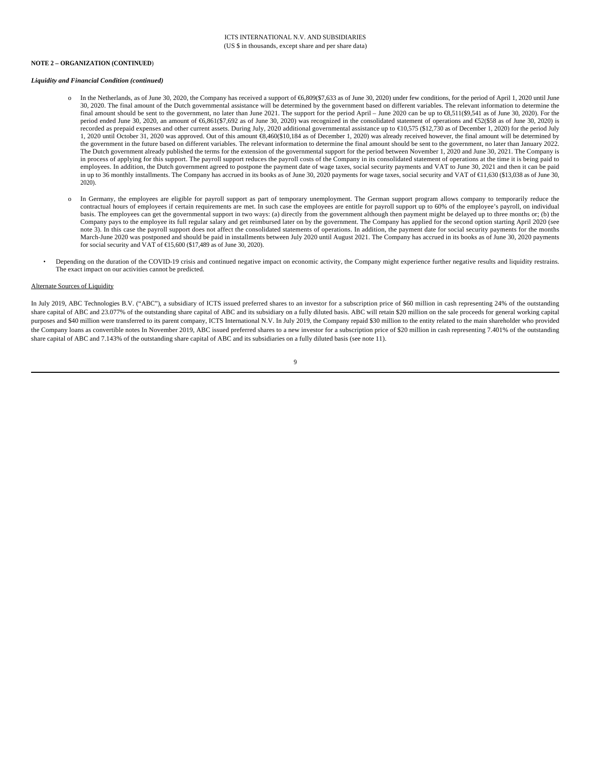**NOTE 2 – ORGANIZATION (CONTINUED**)

***Liquidity and Financial Condition (continued)***

- o In the Netherlands, as of June 30, 2020, the Company has received a support of €6,809($7,633 as of June 30, 2020) under few conditions, for the period of April 1, 2020 until June 30, 2020. The final amount of the Dutch governmental assistance will be determined by the government based on different variables. The relevant information to determine the final amount should be sent to the government, no later than June 2021. The support for the period April – June 2020 can be up to €8,511($9,541 as of June 30, 2020). For the period ended June 30, 2020, an amount of €6,861($7,692 as of June 30, 2020) was recognized in the consolidated statement of operations and €52($58 as of June 30, 2020) is recorded as prepaid expenses and other current assets. During July, 2020 additional governmental assistance up to €10,575 ($12,730 as of December 1, 2020) for the period July 1, 2020 until October 31, 2020 was approved. Out of this amount €8,460($10,184 as of December 1, 2020) was already received however, the final amount will be determined by the government in the future based on different variables. The relevant information to determine the final amount should be sent to the government, no later than January 2022. The Dutch government already published the terms for the extension of the governmental support for the period between November 1, 2020 and June 30, 2021. The Company is in process of applying for this support. The payroll support reduces the payroll costs of the Company in its consolidated statement of operations at the time it is being paid to employees. In addition, the Dutch government agreed to postpone the payment date of wage taxes, social security payments and VAT to June 30, 2021 and then it can be paid in up to 36 monthly installments. The Company has accrued in its books as of June 30, 2020 payments for wage taxes, social security and VAT of €11,630 ($13,038 as of June 30, 2020).

- o In Germany, the employees are eligible for payroll support as part of temporary unemployment. The German support program allows company to temporarily reduce the contractual hours of employees if certain requirements are met. In such case the employees are entitle for payroll support up to 60% of the employee's payroll, on individual basis. The employees can get the governmental support in two ways: (a) directly from the government although then payment might be delayed up to three months or; (b) the Company pays to the employee its full regular salary and get reimbursed later on by the government. The Company has applied for the second option starting April 2020 (see note 3). In this case the payroll support does not affect the consolidated statements of operations. In addition, the payment date for social security payments for the months March-June 2020 was postponed and should be paid in installments between July 2020 until August 2021. The Company has accrued in its books as of June 30, 2020 payments for social security and VAT of €15,600 ($17,489 as of June 30, 2020).

- Depending on the duration of the COVID-19 crisis and continued negative impact on economic activity, the Company might experience further negative results and liquidity restrains. The exact impact on our activities cannot be predicted.

Alternate Sources of Liquidity

In July 2019, ABC Technologies B.V. ("ABC"), a subsidiary of ICTS issued preferred shares to an investor for a subscription price of $60 million in cash representing 24% of the outstanding share capital of ABC and 23.077% of the outstanding share capital of ABC and its subsidiary on a fully diluted basis. ABC will retain $20 million on the sale proceeds for general working capital purposes and $40 million were transferred to its parent company, ICTS International N.V. In July 2019, the Company repaid $30 million to the entity related to the main shareholder who provided the Company loans as convertible notes In November 2019, ABC issued preferred shares to a new investor for a subscription price of $20 million in cash representing 7.401% of the outstanding share capital of ABC and 7.143% of the outstanding share capital of ABC and its subsidiaries on a fully diluted basis (see note 11).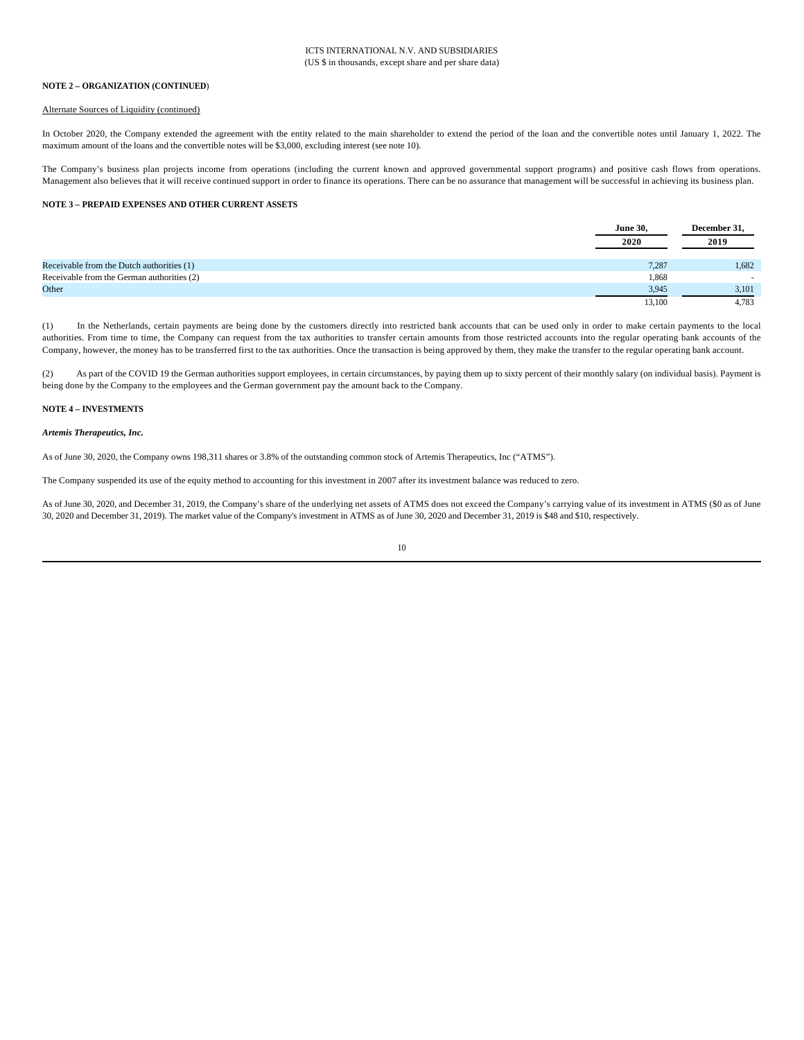ICTS INTERNATIONAL N.V. AND SUBSIDIARIES
(US $ in thousands, except share and per share data)

**NOTE 2 – ORGANIZATION (CONTINUED)**

Alternate Sources of Liquidity (continued)

In October 2020, the Company extended the agreement with the entity related to the main shareholder to extend the period of the loan and the convertible notes until January 1, 2022. The maximum amount of the loans and the convertible notes will be $3,000, excluding interest (see note 10).

The Company's business plan projects income from operations (including the current known and approved governmental support programs) and positive cash flows from operations. Management also believes that it will receive continued support in order to finance its operations. There can be no assurance that management will be successful in achieving its business plan.

**NOTE 3 – PREPAID EXPENSES AND OTHER CURRENT ASSETS**

| | June 30, 2020 | December 31, 2019 |
|---|---|---|
| Receivable from the Dutch authorities (1) | 7,287 | 1,682 |
| Receivable from the German authorities (2) | 1,868 | - |
| Other | 3,945 | 3,101 |
| | 13,100 | 4,783 |

(1) In the Netherlands, certain payments are being done by the customers directly into restricted bank accounts that can be used only in order to make certain payments to the local authorities. From time to time, the Company can request from the tax authorities to transfer certain amounts from those restricted accounts into the regular operating bank accounts of the Company, however, the money has to be transferred first to the tax authorities. Once the transaction is being approved by them, they make the transfer to the regular operating bank account.

(2) As part of the COVID 19 the German authorities support employees, in certain circumstances, by paying them up to sixty percent of their monthly salary (on individual basis). Payment is being done by the Company to the employees and the German government pay the amount back to the Company.

**NOTE 4 – INVESTMENTS**

***Artemis Therapeutics, Inc.***

As of June 30, 2020, the Company owns 198,311 shares or 3.8% of the outstanding common stock of Artemis Therapeutics, Inc ("ATMS").

The Company suspended its use of the equity method to accounting for this investment in 2007 after its investment balance was reduced to zero.

As of June 30, 2020, and December 31, 2019, the Company's share of the underlying net assets of ATMS does not exceed the Company's carrying value of its investment in ATMS ($0 as of June 30, 2020 and December 31, 2019). The market value of the Company's investment in ATMS as of June 30, 2020 and December 31, 2019 is $48 and $10, respectively.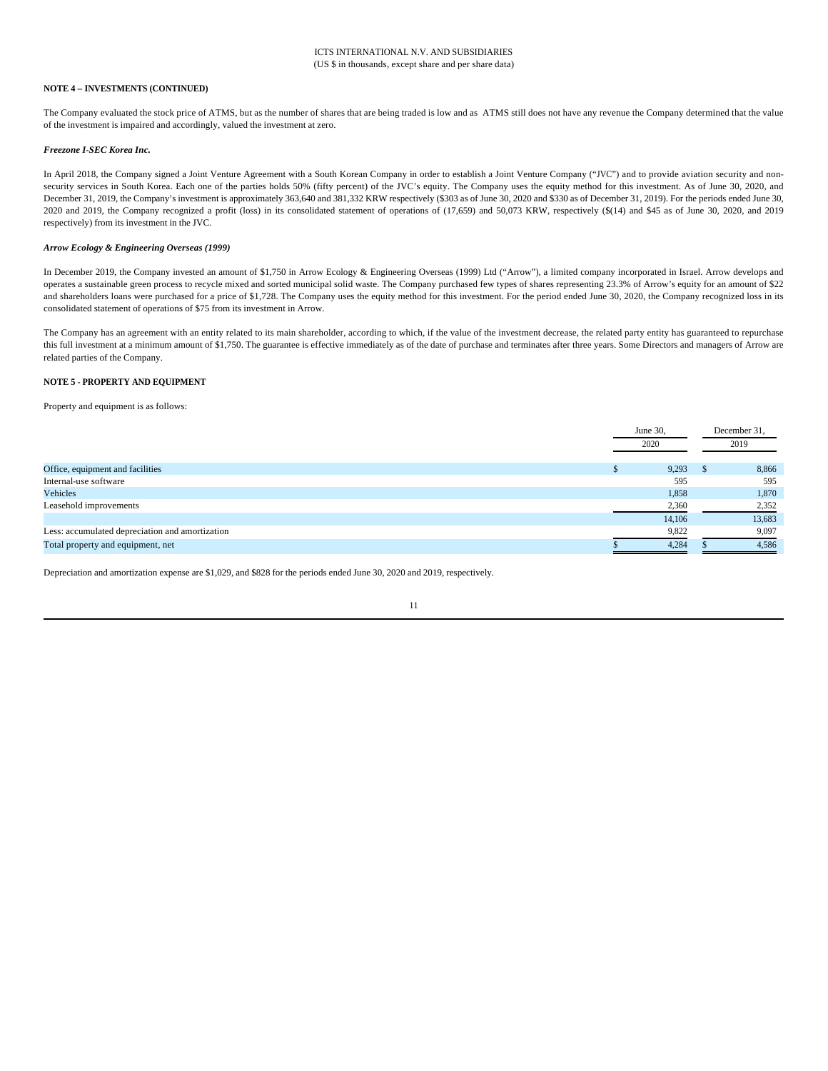**NOTE 4 – INVESTMENTS (CONTINUED)**

The Company evaluated the stock price of ATMS, but as the number of shares that are being traded is low and as ATMS still does not have any revenue the Company determined that the value of the investment is impaired and accordingly, valued the investment at zero.

***Freezone I-SEC Korea Inc.***

In April 2018, the Company signed a Joint Venture Agreement with a South Korean Company in order to establish a Joint Venture Company ("JVC") and to provide aviation security and non-security services in South Korea. Each one of the parties holds 50% (fifty percent) of the JVC's equity. The Company uses the equity method for this investment. As of June 30, 2020, and December 31, 2019, the Company's investment is approximately 363,640 and 381,332 KRW respectively ($303 as of June 30, 2020 and $330 as of December 31, 2019). For the periods ended June 30, 2020 and 2019, the Company recognized a profit (loss) in its consolidated statement of operations of (17,659) and 50,073 KRW, respectively ($(14) and $45 as of June 30, 2020, and 2019 respectively) from its investment in the JVC.

***Arrow Ecology & Engineering Overseas (1999)***

In December 2019, the Company invested an amount of $1,750 in Arrow Ecology & Engineering Overseas (1999) Ltd ("Arrow"), a limited company incorporated in Israel. Arrow develops and operates a sustainable green process to recycle mixed and sorted municipal solid waste. The Company purchased few types of shares representing 23.3% of Arrow's equity for an amount of $22 and shareholders loans were purchased for a price of $1,728. The Company uses the equity method for this investment. For the period ended June 30, 2020, the Company recognized loss in its consolidated statement of operations of $75 from its investment in Arrow.

The Company has an agreement with an entity related to its main shareholder, according to which, if the value of the investment decrease, the related party entity has guaranteed to repurchase this full investment at a minimum amount of $1,750. The guarantee is effective immediately as of the date of purchase and terminates after three years. Some Directors and managers of Arrow are related parties of the Company.

**NOTE 5 - PROPERTY AND EQUIPMENT**

Property and equipment is as follows:

| | June 30, 2020 | December 31, 2019 |
|---|---|---|
| Office, equipment and facilities | $ 9,293 | $ 8,866 |
| Internal-use software | 595 | 595 |
| Vehicles | 1,858 | 1,870 |
| Leasehold improvements | 2,360 | 2,352 |
| | 14,106 | 13,683 |
| Less: accumulated depreciation and amortization | 9,822 | 9,097 |
| Total property and equipment, net | $ 4,284 | $ 4,586 |

Depreciation and amortization expense are $1,029, and $828 for the periods ended June 30, 2020 and 2019, respectively.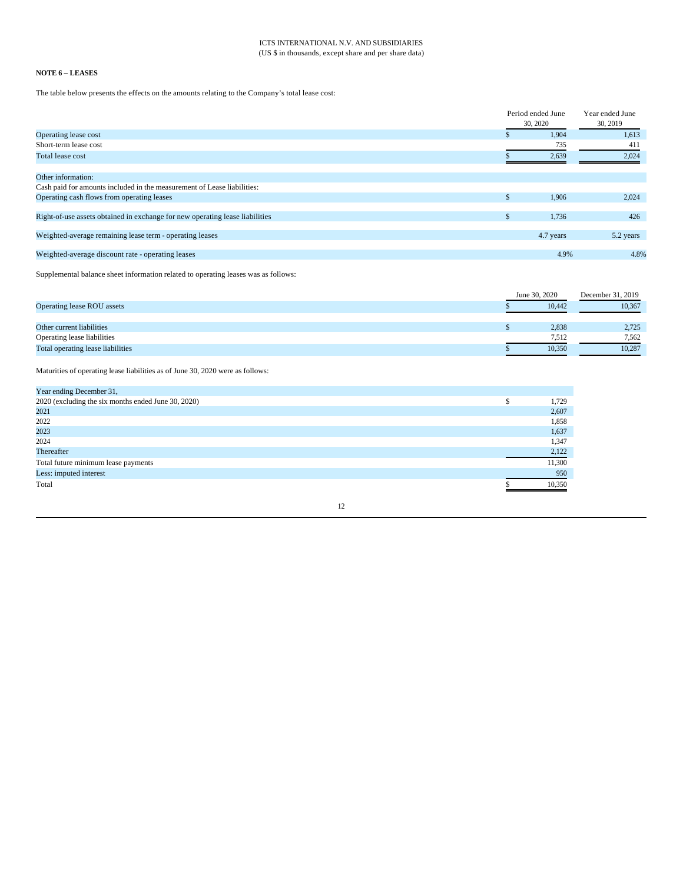ICTS INTERNATIONAL N.V. AND SUBSIDIARIES
(US $ in thousands, except share and per share data)

**NOTE 6 – LEASES**

The table below presents the effects on the amounts relating to the Company's total lease cost:

| | Period ended June 30, 2020 | Year ended June 30, 2019 |
|---|---|---|
| Operating lease cost | $ 1,904 | 1,613 |
| Short-term lease cost | 735 | 411 |
| Total lease cost | $ 2,639 | 2,024 |
| | | |
| Other information: | | |
| Cash paid for amounts included in the measurement of Lease liabilities: | | |
| Operating cash flows from operating leases | $ 1,906 | 2,024 |
| | | |
| Right-of-use assets obtained in exchange for new operating lease liabilities | $ 1,736 | 426 |
| | | |
| Weighted-average remaining lease term - operating leases | 4.7 years | 5.2 years |
| | | |
| Weighted-average discount rate - operating leases | 4.9% | 4.8% |

Supplemental balance sheet information related to operating leases was as follows:

| | June 30, 2020 | December 31, 2019 |
|---|---|---|
| Operating lease ROU assets | $ 10,442 | 10,367 |
| | | |
| Other current liabilities | $ 2,838 | 2,725 |
| Operating lease liabilities | 7,512 | 7,562 |
| Total operating lease liabilities | $ 10,350 | 10,287 |

Maturities of operating lease liabilities as of June 30, 2020 were as follows:

| Year ending December 31, | |
|---|---|
| 2020 (excluding the six months ended June 30, 2020) | $ 1,729 |
| 2021 | 2,607 |
| 2022 | 1,858 |
| 2023 | 1,637 |
| 2024 | 1,347 |
| Thereafter | 2,122 |
| Total future minimum lease payments | 11,300 |
| Less: imputed interest | 950 |
| Total | $ 10,350 |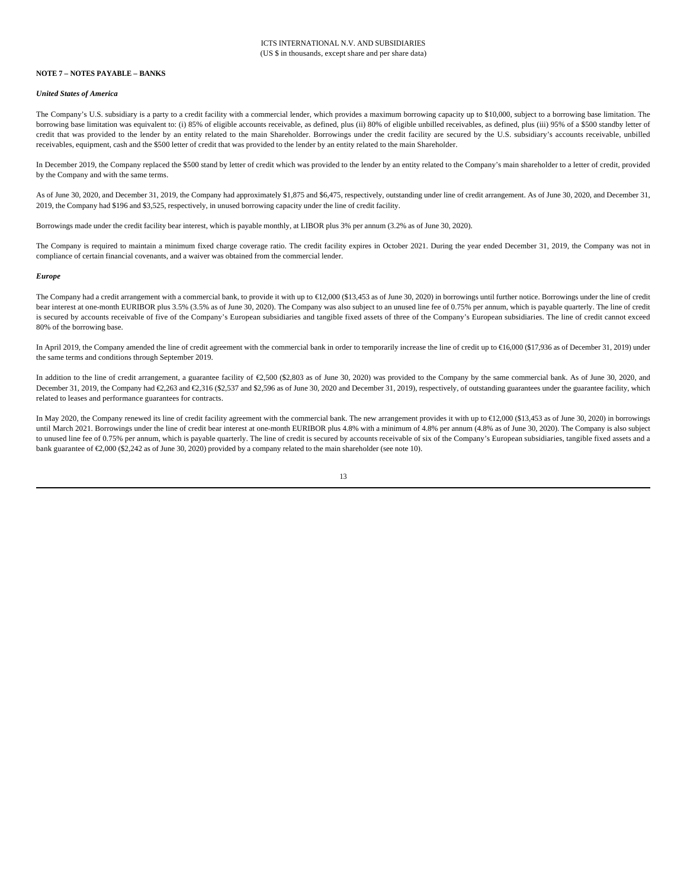**NOTE 7 – NOTES PAYABLE – BANKS**

***United States of America***

The Company's U.S. subsidiary is a party to a credit facility with a commercial lender, which provides a maximum borrowing capacity up to $10,000, subject to a borrowing base limitation. The borrowing base limitation was equivalent to: (i) 85% of eligible accounts receivable, as defined, plus (ii) 80% of eligible unbilled receivables, as defined, plus (iii) 95% of a $500 standby letter of credit that was provided to the lender by an entity related to the main Shareholder. Borrowings under the credit facility are secured by the U.S. subsidiary's accounts receivable, unbilled receivables, equipment, cash and the $500 letter of credit that was provided to the lender by an entity related to the main Shareholder.

In December 2019, the Company replaced the $500 stand by letter of credit which was provided to the lender by an entity related to the Company's main shareholder to a letter of credit, provided by the Company and with the same terms.

As of June 30, 2020, and December 31, 2019, the Company had approximately $1,875 and $6,475, respectively, outstanding under line of credit arrangement. As of June 30, 2020, and December 31, 2019, the Company had $196 and $3,525, respectively, in unused borrowing capacity under the line of credit facility.

Borrowings made under the credit facility bear interest, which is payable monthly, at LIBOR plus 3% per annum (3.2% as of June 30, 2020).

The Company is required to maintain a minimum fixed charge coverage ratio. The credit facility expires in October 2021. During the year ended December 31, 2019, the Company was not in compliance of certain financial covenants, and a waiver was obtained from the commercial lender.

***Europe***

The Company had a credit arrangement with a commercial bank, to provide it with up to €12,000 ($13,453 as of June 30, 2020) in borrowings until further notice. Borrowings under the line of credit bear interest at one-month EURIBOR plus 3.5% (3.5% as of June 30, 2020). The Company was also subject to an unused line fee of 0.75% per annum, which is payable quarterly. The line of credit is secured by accounts receivable of five of the Company's European subsidiaries and tangible fixed assets of three of the Company's European subsidiaries. The line of credit cannot exceed 80% of the borrowing base.

In April 2019, the Company amended the line of credit agreement with the commercial bank in order to temporarily increase the line of credit up to €16,000 ($17,936 as of December 31, 2019) under the same terms and conditions through September 2019.

In addition to the line of credit arrangement, a guarantee facility of €2,500 ($2,803 as of June 30, 2020) was provided to the Company by the same commercial bank. As of June 30, 2020, and December 31, 2019, the Company had €2,263 and €2,316 ($2,537 and $2,596 as of June 30, 2020 and December 31, 2019), respectively, of outstanding guarantees under the guarantee facility, which related to leases and performance guarantees for contracts.

In May 2020, the Company renewed its line of credit facility agreement with the commercial bank. The new arrangement provides it with up to €12,000 ($13,453 as of June 30, 2020) in borrowings until March 2021. Borrowings under the line of credit bear interest at one-month EURIBOR plus 4.8% with a minimum of 4.8% per annum (4.8% as of June 30, 2020). The Company is also subject to unused line fee of 0.75% per annum, which is payable quarterly. The line of credit is secured by accounts receivable of six of the Company's European subsidiaries, tangible fixed assets and a bank guarantee of €2,000 ($2,242 as of June 30, 2020) provided by a company related to the main shareholder (see note 10).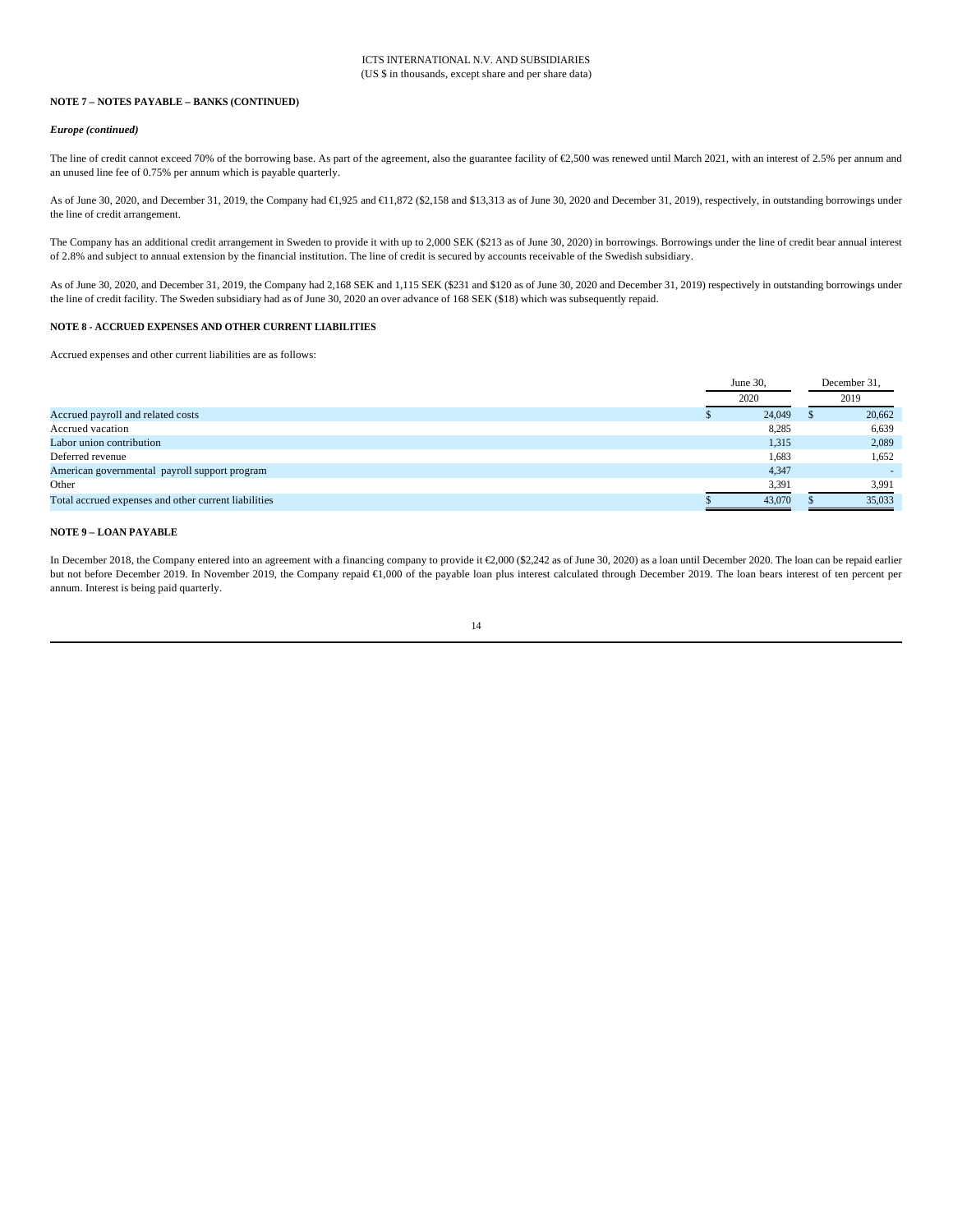ICTS INTERNATIONAL N.V. AND SUBSIDIARIES
(US $ in thousands, except share and per share data)

**NOTE 7 – NOTES PAYABLE – BANKS (CONTINUED)**

***Europe (continued)***

The line of credit cannot exceed 70% of the borrowing base. As part of the agreement, also the guarantee facility of €2,500 was renewed until March 2021, with an interest of 2.5% per annum and an unused line fee of 0.75% per annum which is payable quarterly.

As of June 30, 2020, and December 31, 2019, the Company had €1,925 and €11,872 ($2,158 and $13,313 as of June 30, 2020 and December 31, 2019), respectively, in outstanding borrowings under the line of credit arrangement.

The Company has an additional credit arrangement in Sweden to provide it with up to 2,000 SEK ($213 as of June 30, 2020) in borrowings. Borrowings under the line of credit bear annual interest of 2.8% and subject to annual extension by the financial institution. The line of credit is secured by accounts receivable of the Swedish subsidiary.

As of June 30, 2020, and December 31, 2019, the Company had 2,168 SEK and 1,115 SEK ($231 and $120 as of June 30, 2020 and December 31, 2019) respectively in outstanding borrowings under the line of credit facility. The Sweden subsidiary had as of June 30, 2020 an over advance of 168 SEK ($18) which was subsequently repaid.

**NOTE 8 - ACCRUED EXPENSES AND OTHER CURRENT LIABILITIES**

Accrued expenses and other current liabilities are as follows:

| | June 30, 2020 | December 31, 2019 |
|---|---|---|
| Accrued payroll and related costs | $ 24,049 | $ 20,662 |
| Accrued vacation | 8,285 | 6,639 |
| Labor union contribution | 1,315 | 2,089 |
| Deferred revenue | 1,683 | 1,652 |
| American governmental payroll support program | 4,347 | - |
| Other | 3,391 | 3,991 |
| Total accrued expenses and other current liabilities | $ 43,070 | $ 35,033 |

**NOTE 9 – LOAN PAYABLE**

In December 2018, the Company entered into an agreement with a financing company to provide it €2,000 ($2,242 as of June 30, 2020) as a loan until December 2020. The loan can be repaid earlier but not before December 2019. In November 2019, the Company repaid €1,000 of the payable loan plus interest calculated through December 2019. The loan bears interest of ten percent per annum. Interest is being paid quarterly.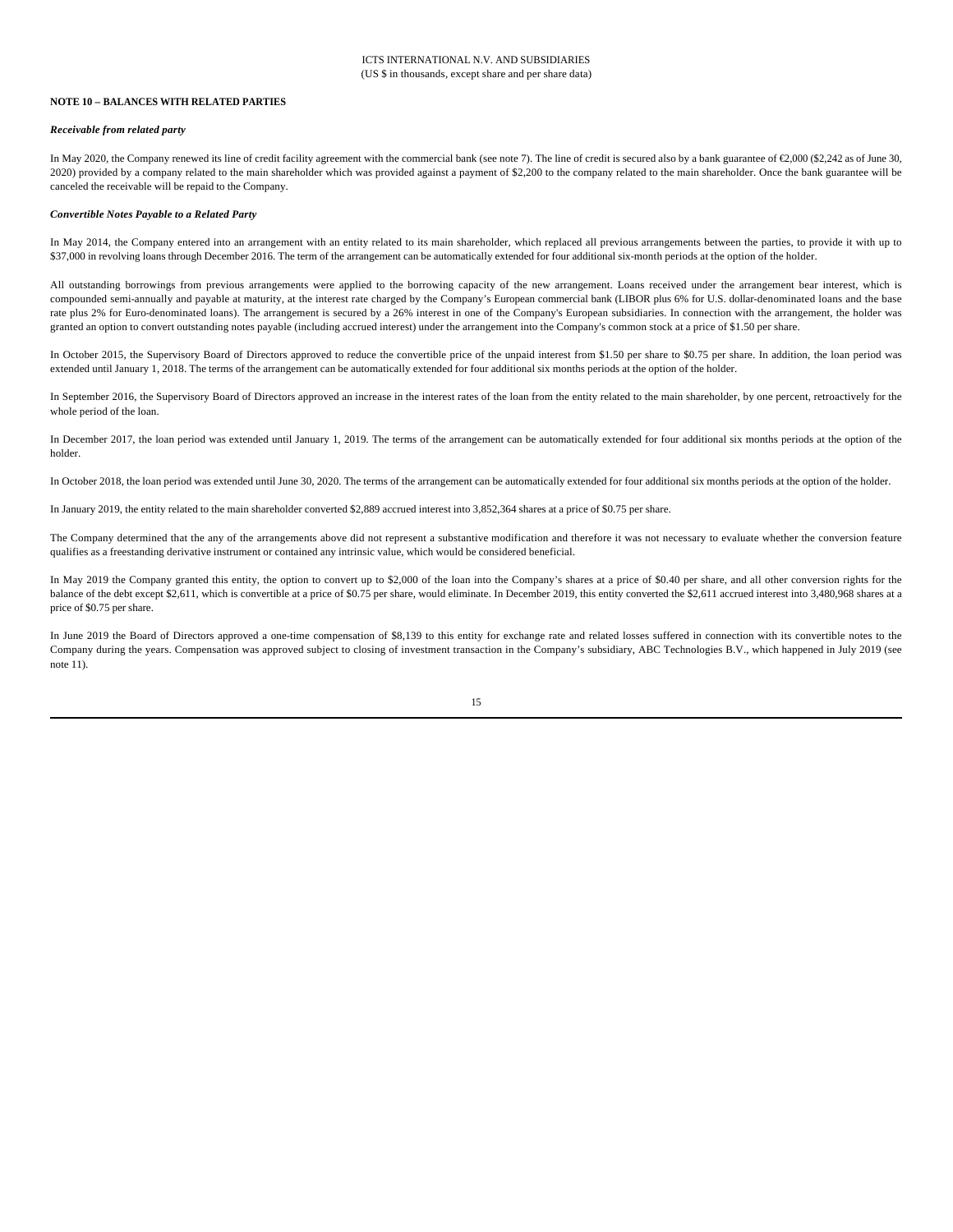**NOTE 10 – BALANCES WITH RELATED PARTIES**

***Receivable from related party***

In May 2020, the Company renewed its line of credit facility agreement with the commercial bank (see note 7). The line of credit is secured also by a bank guarantee of €2,000 ($2,242 as of June 30, 2020) provided by a company related to the main shareholder which was provided against a payment of $2,200 to the company related to the main shareholder. Once the bank guarantee will be canceled the receivable will be repaid to the Company.

***Convertible Notes Payable to a Related Party***

In May 2014, the Company entered into an arrangement with an entity related to its main shareholder, which replaced all previous arrangements between the parties, to provide it with up to $37,000 in revolving loans through December 2016. The term of the arrangement can be automatically extended for four additional six-month periods at the option of the holder.

All outstanding borrowings from previous arrangements were applied to the borrowing capacity of the new arrangement. Loans received under the arrangement bear interest, which is compounded semi-annually and payable at maturity, at the interest rate charged by the Company's European commercial bank (LIBOR plus 6% for U.S. dollar-denominated loans and the base rate plus 2% for Euro-denominated loans). The arrangement is secured by a 26% interest in one of the Company's European subsidiaries. In connection with the arrangement, the holder was granted an option to convert outstanding notes payable (including accrued interest) under the arrangement into the Company's common stock at a price of $1.50 per share.

In October 2015, the Supervisory Board of Directors approved to reduce the convertible price of the unpaid interest from $1.50 per share to $0.75 per share. In addition, the loan period was extended until January 1, 2018. The terms of the arrangement can be automatically extended for four additional six months periods at the option of the holder.

In September 2016, the Supervisory Board of Directors approved an increase in the interest rates of the loan from the entity related to the main shareholder, by one percent, retroactively for the whole period of the loan.

In December 2017, the loan period was extended until January 1, 2019. The terms of the arrangement can be automatically extended for four additional six months periods at the option of the holder.

In October 2018, the loan period was extended until June 30, 2020. The terms of the arrangement can be automatically extended for four additional six months periods at the option of the holder.

In January 2019, the entity related to the main shareholder converted $2,889 accrued interest into 3,852,364 shares at a price of $0.75 per share.

The Company determined that the any of the arrangements above did not represent a substantive modification and therefore it was not necessary to evaluate whether the conversion feature qualifies as a freestanding derivative instrument or contained any intrinsic value, which would be considered beneficial.

In May 2019 the Company granted this entity, the option to convert up to $2,000 of the loan into the Company's shares at a price of $0.40 per share, and all other conversion rights for the balance of the debt except $2,611, which is convertible at a price of $0.75 per share, would eliminate. In December 2019, this entity converted the $2,611 accrued interest into 3,480,968 shares at a price of $0.75 per share.

In June 2019 the Board of Directors approved a one-time compensation of $8,139 to this entity for exchange rate and related losses suffered in connection with its convertible notes to the Company during the years. Compensation was approved subject to closing of investment transaction in the Company's subsidiary, ABC Technologies B.V., which happened in July 2019 (see note 11).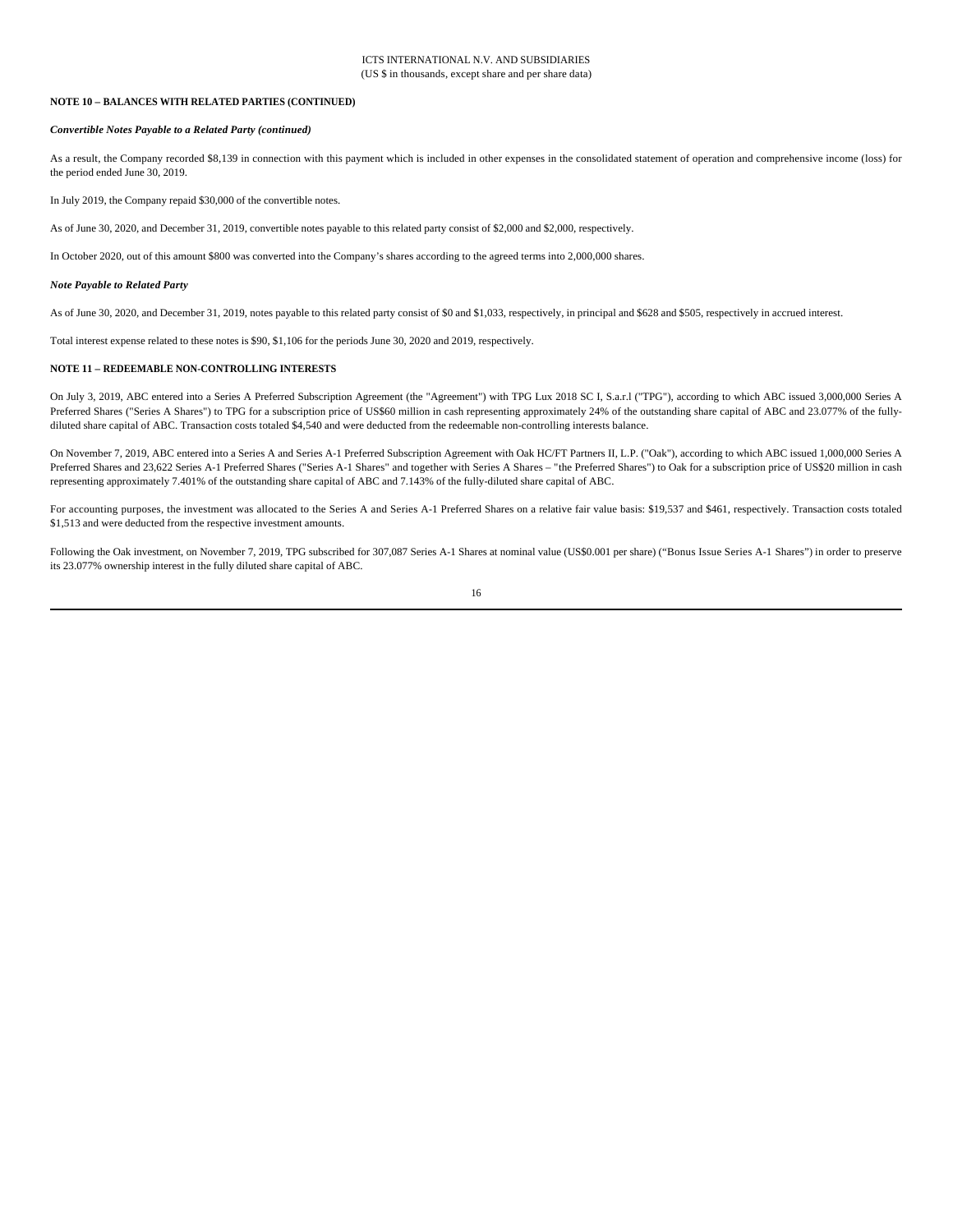### NOTE 10 – BALANCES WITH RELATED PARTIES (CONTINUED)

***Convertible Notes Payable to a Related Party (continued)***

As a result, the Company recorded $8,139 in connection with this payment which is included in other expenses in the consolidated statement of operation and comprehensive income (loss) for the period ended June 30, 2019.

In July 2019, the Company repaid $30,000 of the convertible notes.

As of June 30, 2020, and December 31, 2019, convertible notes payable to this related party consist of $2,000 and $2,000, respectively.

In October 2020, out of this amount $800 was converted into the Company's shares according to the agreed terms into 2,000,000 shares.

***Note Payable to Related Party***

As of June 30, 2020, and December 31, 2019, notes payable to this related party consist of $0 and $1,033, respectively, in principal and $628 and $505, respectively in accrued interest.

Total interest expense related to these notes is $90, $1,106 for the periods June 30, 2020 and 2019, respectively.

### NOTE 11 – REDEEMABLE NON-CONTROLLING INTERESTS

On July 3, 2019, ABC entered into a Series A Preferred Subscription Agreement (the "Agreement") with TPG Lux 2018 SC I, S.a.r.l ("TPG"), according to which ABC issued 3,000,000 Series A Preferred Shares ("Series A Shares") to TPG for a subscription price of US$60 million in cash representing approximately 24% of the outstanding share capital of ABC and 23.077% of the fully-diluted share capital of ABC. Transaction costs totaled $4,540 and were deducted from the redeemable non-controlling interests balance.

On November 7, 2019, ABC entered into a Series A and Series A-1 Preferred Subscription Agreement with Oak HC/FT Partners II, L.P. ("Oak"), according to which ABC issued 1,000,000 Series A Preferred Shares and 23,622 Series A-1 Preferred Shares ("Series A-1 Shares" and together with Series A Shares – "the Preferred Shares") to Oak for a subscription price of US$20 million in cash representing approximately 7.401% of the outstanding share capital of ABC and 7.143% of the fully-diluted share capital of ABC.

For accounting purposes, the investment was allocated to the Series A and Series A-1 Preferred Shares on a relative fair value basis: $19,537 and $461, respectively. Transaction costs totaled $1,513 and were deducted from the respective investment amounts.

Following the Oak investment, on November 7, 2019, TPG subscribed for 307,087 Series A-1 Shares at nominal value (US$0.001 per share) ("Bonus Issue Series A-1 Shares") in order to preserve its 23.077% ownership interest in the fully diluted share capital of ABC.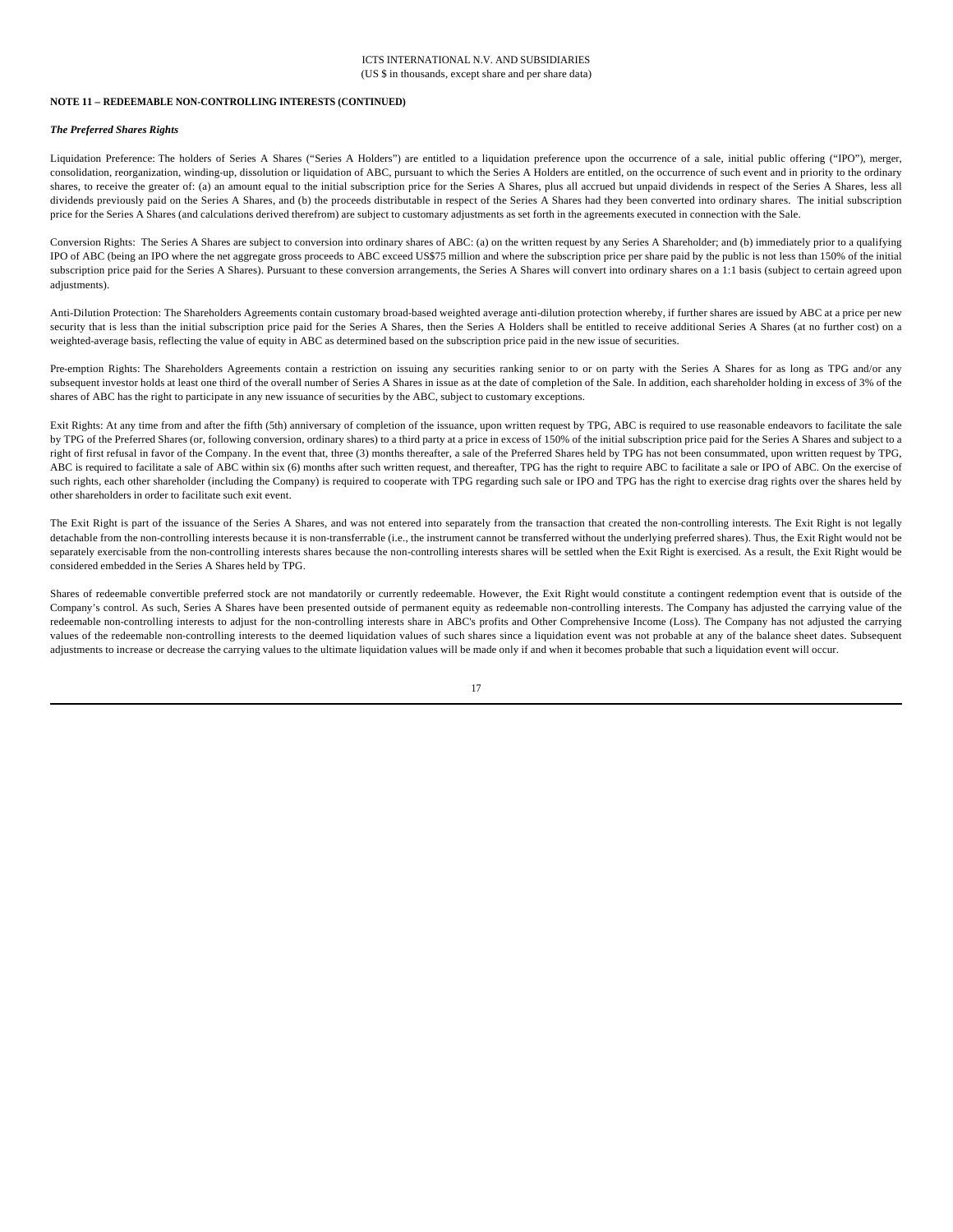**NOTE 11 – REDEEMABLE NON-CONTROLLING INTERESTS (CONTINUED)**

***The Preferred Shares Rights***

Liquidation Preference: The holders of Series A Shares ("Series A Holders") are entitled to a liquidation preference upon the occurrence of a sale, initial public offering ("IPO"), merger, consolidation, reorganization, winding-up, dissolution or liquidation of ABC, pursuant to which the Series A Holders are entitled, on the occurrence of such event and in priority to the ordinary shares, to receive the greater of: (a) an amount equal to the initial subscription price for the Series A Shares, plus all accrued but unpaid dividends in respect of the Series A Shares, less all dividends previously paid on the Series A Shares, and (b) the proceeds distributable in respect of the Series A Shares had they been converted into ordinary shares. The initial subscription price for the Series A Shares (and calculations derived therefrom) are subject to customary adjustments as set forth in the agreements executed in connection with the Sale.

Conversion Rights: The Series A Shares are subject to conversion into ordinary shares of ABC: (a) on the written request by any Series A Shareholder; and (b) immediately prior to a qualifying IPO of ABC (being an IPO where the net aggregate gross proceeds to ABC exceed US$75 million and where the subscription price per share paid by the public is not less than 150% of the initial subscription price paid for the Series A Shares). Pursuant to these conversion arrangements, the Series A Shares will convert into ordinary shares on a 1:1 basis (subject to certain agreed upon adjustments).

Anti-Dilution Protection: The Shareholders Agreements contain customary broad-based weighted average anti-dilution protection whereby, if further shares are issued by ABC at a price per new security that is less than the initial subscription price paid for the Series A Shares, then the Series A Holders shall be entitled to receive additional Series A Shares (at no further cost) on a weighted-average basis, reflecting the value of equity in ABC as determined based on the subscription price paid in the new issue of securities.

Pre-emption Rights: The Shareholders Agreements contain a restriction on issuing any securities ranking senior to or on party with the Series A Shares for as long as TPG and/or any subsequent investor holds at least one third of the overall number of Series A Shares in issue as at the date of completion of the Sale. In addition, each shareholder holding in excess of 3% of the shares of ABC has the right to participate in any new issuance of securities by the ABC, subject to customary exceptions.

Exit Rights: At any time from and after the fifth (5th) anniversary of completion of the issuance, upon written request by TPG, ABC is required to use reasonable endeavors to facilitate the sale by TPG of the Preferred Shares (or, following conversion, ordinary shares) to a third party at a price in excess of 150% of the initial subscription price paid for the Series A Shares and subject to a right of first refusal in favor of the Company. In the event that, three (3) months thereafter, a sale of the Preferred Shares held by TPG has not been consummated, upon written request by TPG, ABC is required to facilitate a sale of ABC within six (6) months after such written request, and thereafter, TPG has the right to require ABC to facilitate a sale or IPO of ABC. On the exercise of such rights, each other shareholder (including the Company) is required to cooperate with TPG regarding such sale or IPO and TPG has the right to exercise drag rights over the shares held by other shareholders in order to facilitate such exit event.

The Exit Right is part of the issuance of the Series A Shares, and was not entered into separately from the transaction that created the non-controlling interests. The Exit Right is not legally detachable from the non-controlling interests because it is non-transferrable (i.e., the instrument cannot be transferred without the underlying preferred shares). Thus, the Exit Right would not be separately exercisable from the non-controlling interests shares because the non-controlling interests shares will be settled when the Exit Right is exercised. As a result, the Exit Right would be considered embedded in the Series A Shares held by TPG.

Shares of redeemable convertible preferred stock are not mandatorily or currently redeemable. However, the Exit Right would constitute a contingent redemption event that is outside of the Company's control. As such, Series A Shares have been presented outside of permanent equity as redeemable non-controlling interests. The Company has adjusted the carrying value of the redeemable non-controlling interests to adjust for the non-controlling interests share in ABC's profits and Other Comprehensive Income (Loss). The Company has not adjusted the carrying values of the redeemable non-controlling interests to the deemed liquidation values of such shares since a liquidation event was not probable at any of the balance sheet dates. Subsequent adjustments to increase or decrease the carrying values to the ultimate liquidation values will be made only if and when it becomes probable that such a liquidation event will occur.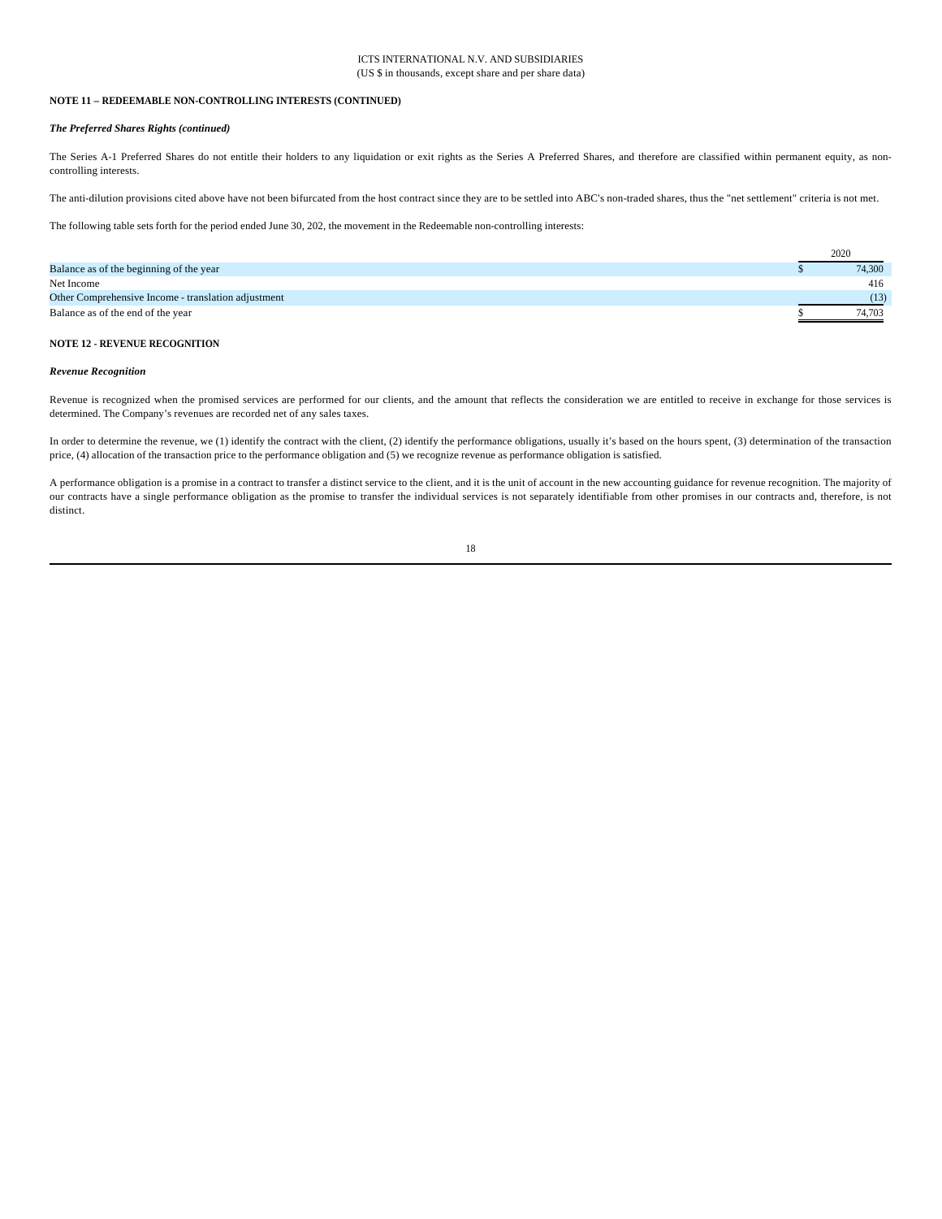ICTS INTERNATIONAL N.V. AND SUBSIDIARIES
(US $ in thousands, except share and per share data)

**NOTE 11 – REDEEMABLE NON-CONTROLLING INTERESTS (CONTINUED)**

***The Preferred Shares Rights (continued)***

The Series A-1 Preferred Shares do not entitle their holders to any liquidation or exit rights as the Series A Preferred Shares, and therefore are classified within permanent equity, as non-controlling interests.

The anti-dilution provisions cited above have not been bifurcated from the host contract since they are to be settled into ABC's non-traded shares, thus the "net settlement" criteria is not met.

The following table sets forth for the period ended June 30, 202, the movement in the Redeemable non-controlling interests:

| | 2020 |
|---|---|
| Balance as of the beginning of the year | $ 74,300 |
| Net Income | 416 |
| Other Comprehensive Income - translation adjustment | (13) |
| Balance as of the end of the year | $ 74,703 |

**NOTE 12 - REVENUE RECOGNITION**

***Revenue Recognition***

Revenue is recognized when the promised services are performed for our clients, and the amount that reflects the consideration we are entitled to receive in exchange for those services is determined. The Company's revenues are recorded net of any sales taxes.

In order to determine the revenue, we (1) identify the contract with the client, (2) identify the performance obligations, usually it's based on the hours spent, (3) determination of the transaction price, (4) allocation of the transaction price to the performance obligation and (5) we recognize revenue as performance obligation is satisfied.

A performance obligation is a promise in a contract to transfer a distinct service to the client, and it is the unit of account in the new accounting guidance for revenue recognition. The majority of our contracts have a single performance obligation as the promise to transfer the individual services is not separately identifiable from other promises in our contracts and, therefore, is not distinct.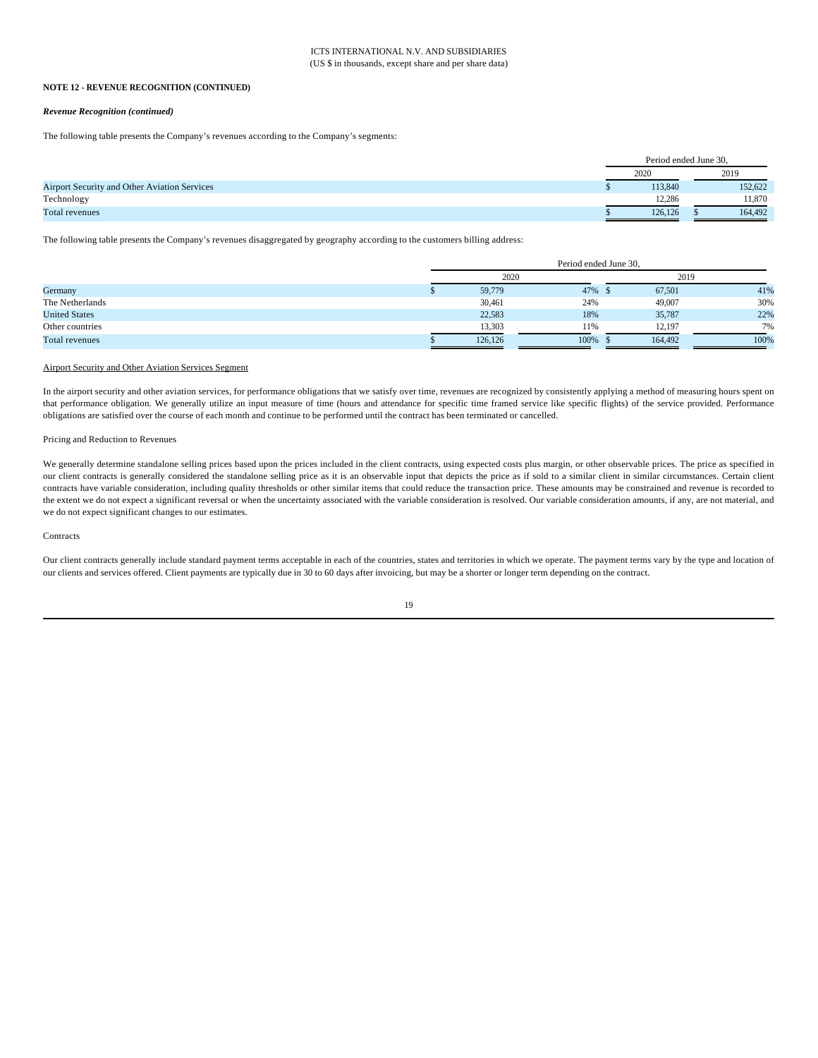ICTS INTERNATIONAL N.V. AND SUBSIDIARIES
(US $ in thousands, except share and per share data)

**NOTE 12 - REVENUE RECOGNITION (CONTINUED)**

***Revenue Recognition (continued)***

The following table presents the Company's revenues according to the Company's segments:

| | Period ended June 30, | |
|---|---|---|
| | 2020 | 2019 |
| Airport Security and Other Aviation Services | $ 113,840 | 152,622 |
| Technology | 12,286 | 11,870 |
| Total revenues | $ 126,126 | $ 164,492 |

The following table presents the Company's revenues disaggregated by geography according to the customers billing address:

| | Period ended June 30, | | | |
|---|---|---|---|---|
| | 2020 | | 2019 | |
| Germany | $ 59,779 | 47% | $ 67,501 | 41% |
| The Netherlands | 30,461 | 24% | 49,007 | 30% |
| United States | 22,583 | 18% | 35,787 | 22% |
| Other countries | 13,303 | 11% | 12,197 | 7% |
| Total revenues | $ 126,126 | 100% | $ 164,492 | 100% |

<u>Airport Security and Other Aviation Services Segment</u>

In the airport security and other aviation services, for performance obligations that we satisfy over time, revenues are recognized by consistently applying a method of measuring hours spent on that performance obligation. We generally utilize an input measure of time (hours and attendance for specific time framed service like specific flights) of the service provided. Performance obligations are satisfied over the course of each month and continue to be performed until the contract has been terminated or cancelled.

Pricing and Reduction to Revenues

We generally determine standalone selling prices based upon the prices included in the client contracts, using expected costs plus margin, or other observable prices. The price as specified in our client contracts is generally considered the standalone selling price as it is an observable input that depicts the price as if sold to a similar client in similar circumstances. Certain client contracts have variable consideration, including quality thresholds or other similar items that could reduce the transaction price. These amounts may be constrained and revenue is recorded to the extent we do not expect a significant reversal or when the uncertainty associated with the variable consideration is resolved. Our variable consideration amounts, if any, are not material, and we do not expect significant changes to our estimates.

Contracts

Our client contracts generally include standard payment terms acceptable in each of the countries, states and territories in which we operate. The payment terms vary by the type and location of our clients and services offered. Client payments are typically due in 30 to 60 days after invoicing, but may be a shorter or longer term depending on the contract.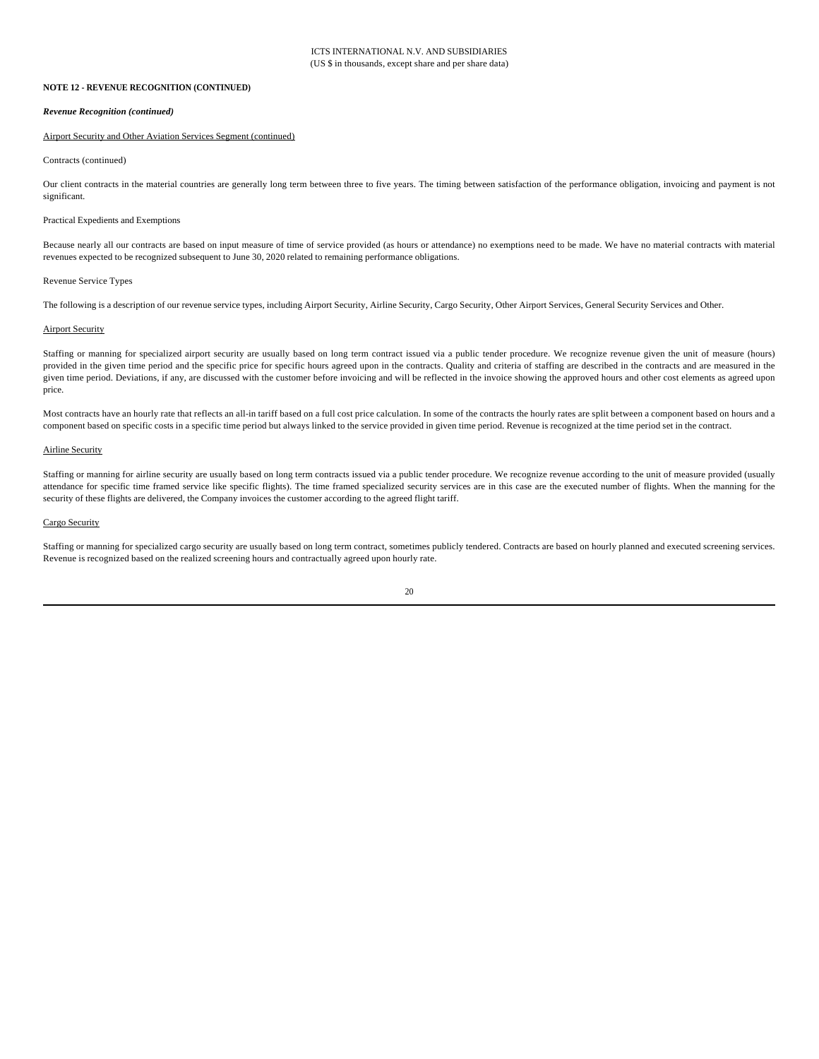**NOTE 12 - REVENUE RECOGNITION (CONTINUED)**

***Revenue Recognition (continued)***

Airport Security and Other Aviation Services Segment (continued)

Contracts (continued)

Our client contracts in the material countries are generally long term between three to five years. The timing between satisfaction of the performance obligation, invoicing and payment is not significant.

Practical Expedients and Exemptions

Because nearly all our contracts are based on input measure of time of service provided (as hours or attendance) no exemptions need to be made. We have no material contracts with material revenues expected to be recognized subsequent to June 30, 2020 related to remaining performance obligations.

Revenue Service Types

The following is a description of our revenue service types, including Airport Security, Airline Security, Cargo Security, Other Airport Services, General Security Services and Other.

Airport Security

Staffing or manning for specialized airport security are usually based on long term contract issued via a public tender procedure. We recognize revenue given the unit of measure (hours) provided in the given time period and the specific price for specific hours agreed upon in the contracts. Quality and criteria of staffing are described in the contracts and are measured in the given time period. Deviations, if any, are discussed with the customer before invoicing and will be reflected in the invoice showing the approved hours and other cost elements as agreed upon price.

Most contracts have an hourly rate that reflects an all-in tariff based on a full cost price calculation. In some of the contracts the hourly rates are split between a component based on hours and a component based on specific costs in a specific time period but always linked to the service provided in given time period. Revenue is recognized at the time period set in the contract.

Airline Security

Staffing or manning for airline security are usually based on long term contracts issued via a public tender procedure. We recognize revenue according to the unit of measure provided (usually attendance for specific time framed service like specific flights). The time framed specialized security services are in this case are the executed number of flights. When the manning for the security of these flights are delivered, the Company invoices the customer according to the agreed flight tariff.

Cargo Security

Staffing or manning for specialized cargo security are usually based on long term contract, sometimes publicly tendered. Contracts are based on hourly planned and executed screening services. Revenue is recognized based on the realized screening hours and contractually agreed upon hourly rate.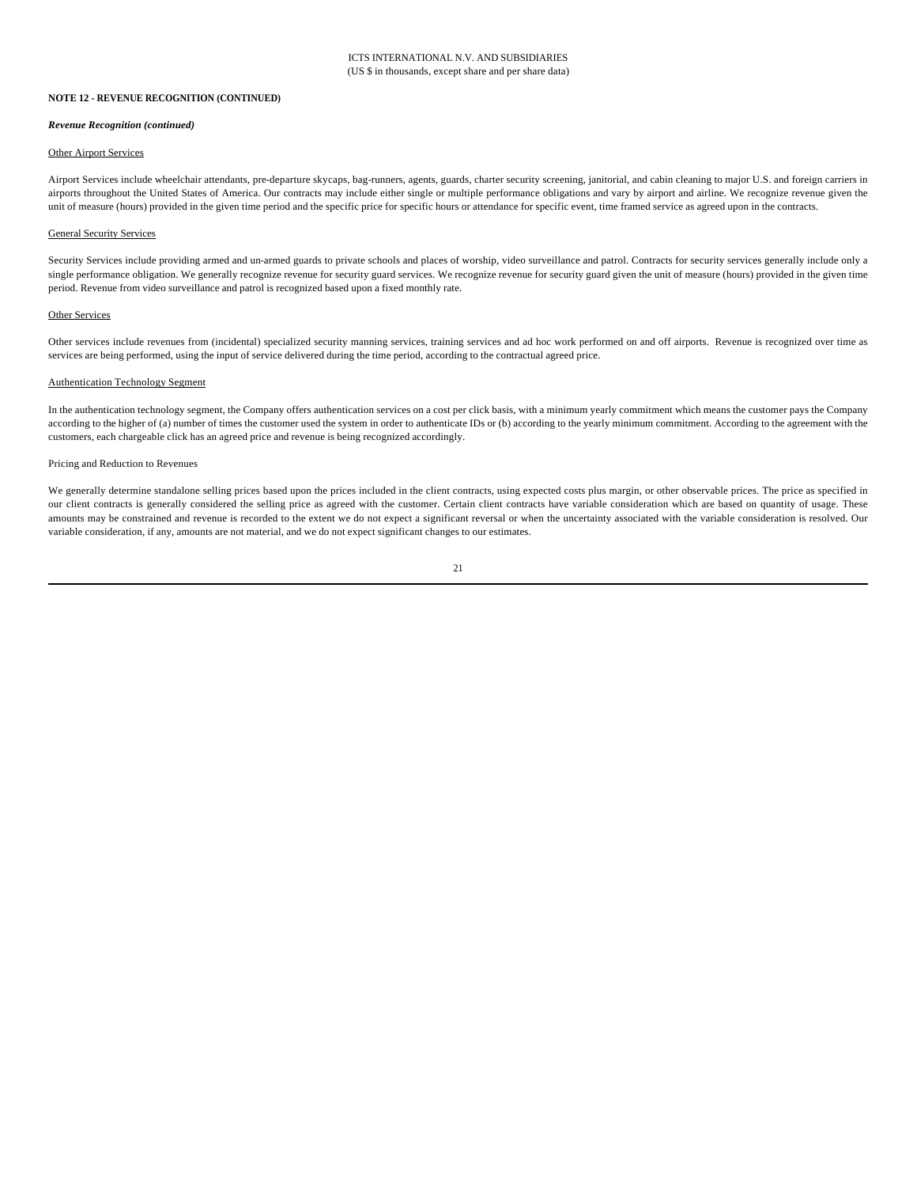**NOTE 12 - REVENUE RECOGNITION (CONTINUED)**

***Revenue Recognition (continued)***

Other Airport Services

Airport Services include wheelchair attendants, pre-departure skycaps, bag-runners, agents, guards, charter security screening, janitorial, and cabin cleaning to major U.S. and foreign carriers in airports throughout the United States of America. Our contracts may include either single or multiple performance obligations and vary by airport and airline. We recognize revenue given the unit of measure (hours) provided in the given time period and the specific price for specific hours or attendance for specific event, time framed service as agreed upon in the contracts.

General Security Services

Security Services include providing armed and un-armed guards to private schools and places of worship, video surveillance and patrol. Contracts for security services generally include only a single performance obligation. We generally recognize revenue for security guard services. We recognize revenue for security guard given the unit of measure (hours) provided in the given time period. Revenue from video surveillance and patrol is recognized based upon a fixed monthly rate.

Other Services

Other services include revenues from (incidental) specialized security manning services, training services and ad hoc work performed on and off airports. Revenue is recognized over time as services are being performed, using the input of service delivered during the time period, according to the contractual agreed price.

Authentication Technology Segment

In the authentication technology segment, the Company offers authentication services on a cost per click basis, with a minimum yearly commitment which means the customer pays the Company according to the higher of (a) number of times the customer used the system in order to authenticate IDs or (b) according to the yearly minimum commitment. According to the agreement with the customers, each chargeable click has an agreed price and revenue is being recognized accordingly.

Pricing and Reduction to Revenues

We generally determine standalone selling prices based upon the prices included in the client contracts, using expected costs plus margin, or other observable prices. The price as specified in our client contracts is generally considered the selling price as agreed with the customer. Certain client contracts have variable consideration which are based on quantity of usage. These amounts may be constrained and revenue is recorded to the extent we do not expect a significant reversal or when the uncertainty associated with the variable consideration is resolved. Our variable consideration, if any, amounts are not material, and we do not expect significant changes to our estimates.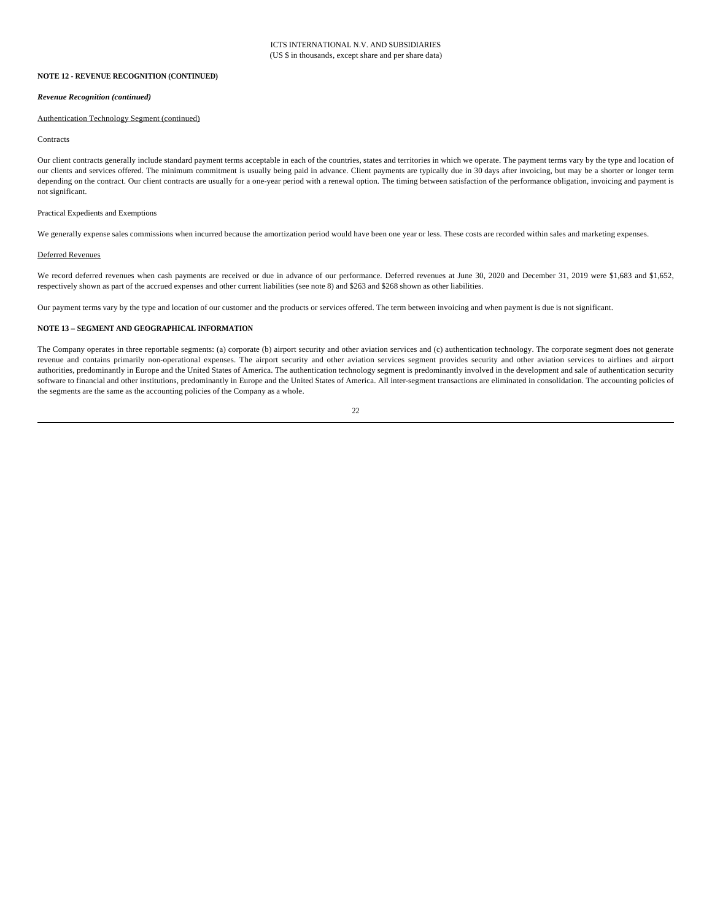**NOTE 12 - REVENUE RECOGNITION (CONTINUED)**

***Revenue Recognition (continued)***

Authentication Technology Segment (continued)

Contracts

Our client contracts generally include standard payment terms acceptable in each of the countries, states and territories in which we operate. The payment terms vary by the type and location of our clients and services offered. The minimum commitment is usually being paid in advance. Client payments are typically due in 30 days after invoicing, but may be a shorter or longer term depending on the contract. Our client contracts are usually for a one-year period with a renewal option. The timing between satisfaction of the performance obligation, invoicing and payment is not significant.

Practical Expedients and Exemptions

We generally expense sales commissions when incurred because the amortization period would have been one year or less. These costs are recorded within sales and marketing expenses.

Deferred Revenues

We record deferred revenues when cash payments are received or due in advance of our performance. Deferred revenues at June 30, 2020 and December 31, 2019 were $1,683 and $1,652, respectively shown as part of the accrued expenses and other current liabilities (see note 8) and $263 and $268 shown as other liabilities.

Our payment terms vary by the type and location of our customer and the products or services offered. The term between invoicing and when payment is due is not significant.

**NOTE 13 – SEGMENT AND GEOGRAPHICAL INFORMATION**

The Company operates in three reportable segments: (a) corporate (b) airport security and other aviation services and (c) authentication technology. The corporate segment does not generate revenue and contains primarily non-operational expenses. The airport security and other aviation services segment provides security and other aviation services to airlines and airport authorities, predominantly in Europe and the United States of America. The authentication technology segment is predominantly involved in the development and sale of authentication security software to financial and other institutions, predominantly in Europe and the United States of America. All inter-segment transactions are eliminated in consolidation. The accounting policies of the segments are the same as the accounting policies of the Company as a whole.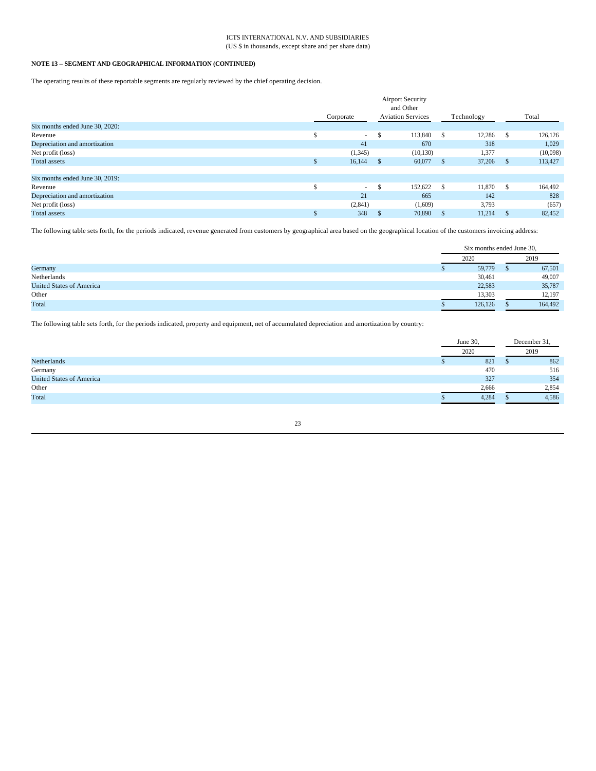ICTS INTERNATIONAL N.V. AND SUBSIDIARIES
(US $ in thousands, except share and per share data)

**NOTE 13 – SEGMENT AND GEOGRAPHICAL INFORMATION (CONTINUED)**

The operating results of these reportable segments are regularly reviewed by the chief operating decision.

| | Corporate | Airport Security and Other Aviation Services | Technology | Total |
|---|---|---|---|---|
| Six months ended June 30, 2020: | | | | |
| Revenue | $ - | $ 113,840 | $ 12,286 | $ 126,126 |
| Depreciation and amortization | 41 | 670 | 318 | 1,029 |
| Net profit (loss) | (1,345) | (10,130) | 1,377 | (10,098) |
| Total assets | $ 16,144 | $ 60,077 | $ 37,206 | $ 113,427 |
| | | | | |
| Six months ended June 30, 2019: | | | | |
| Revenue | $ - | $ 152,622 | $ 11,870 | $ 164,492 |
| Depreciation and amortization | 21 | 665 | 142 | 828 |
| Net profit (loss) | (2,841) | (1,609) | 3,793 | (657) |
| Total assets | $ 348 | $ 70,890 | $ 11,214 | $ 82,452 |

The following table sets forth, for the periods indicated, revenue generated from customers by geographical area based on the geographical location of the customers invoicing address:

| | Six months ended June 30, | |
|---|---|---|
| | 2020 | 2019 |
| Germany | $ 59,779 | $ 67,501 |
| Netherlands | 30,461 | 49,007 |
| United States of America | 22,583 | 35,787 |
| Other | 13,303 | 12,197 |
| Total | $ 126,126 | $ 164,492 |

The following table sets forth, for the periods indicated, property and equipment, net of accumulated depreciation and amortization by country:

| | June 30, 2020 | December 31, 2019 |
|---|---|---|
| Netherlands | $ 821 | $ 862 |
| Germany | 470 | 516 |
| United States of America | 327 | 354 |
| Other | 2,666 | 2,854 |
| Total | $ 4,284 | $ 4,586 |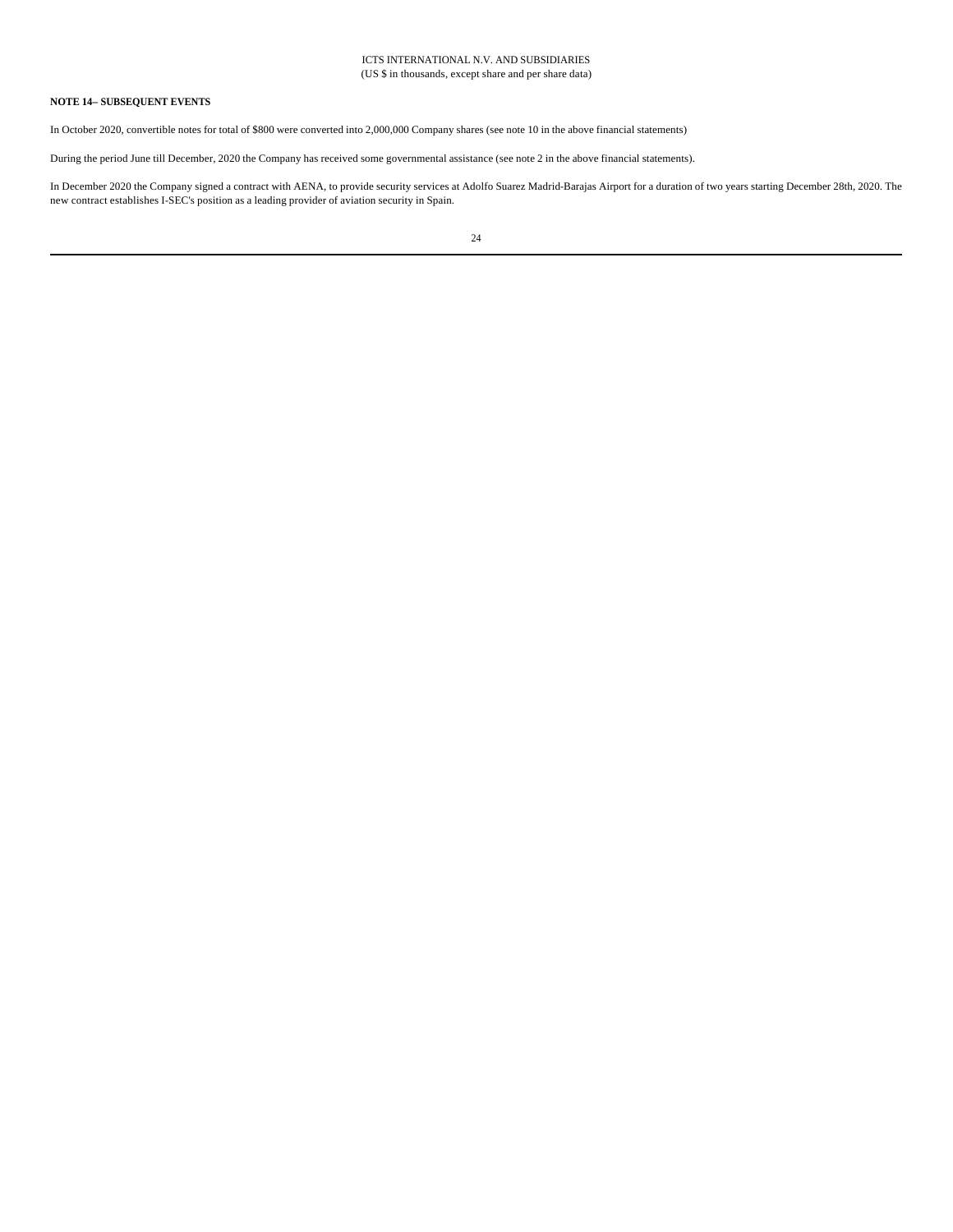**NOTE 14– SUBSEQUENT EVENTS**

In October 2020, convertible notes for total of $800 were converted into 2,000,000 Company shares (see note 10 in the above financial statements)

During the period June till December, 2020 the Company has received some governmental assistance (see note 2 in the above financial statements).

In December 2020 the Company signed a contract with AENA, to provide security services at Adolfo Suarez Madrid-Barajas Airport for a duration of two years starting December 28th, 2020. The new contract establishes I-SEC's position as a leading provider of aviation security in Spain.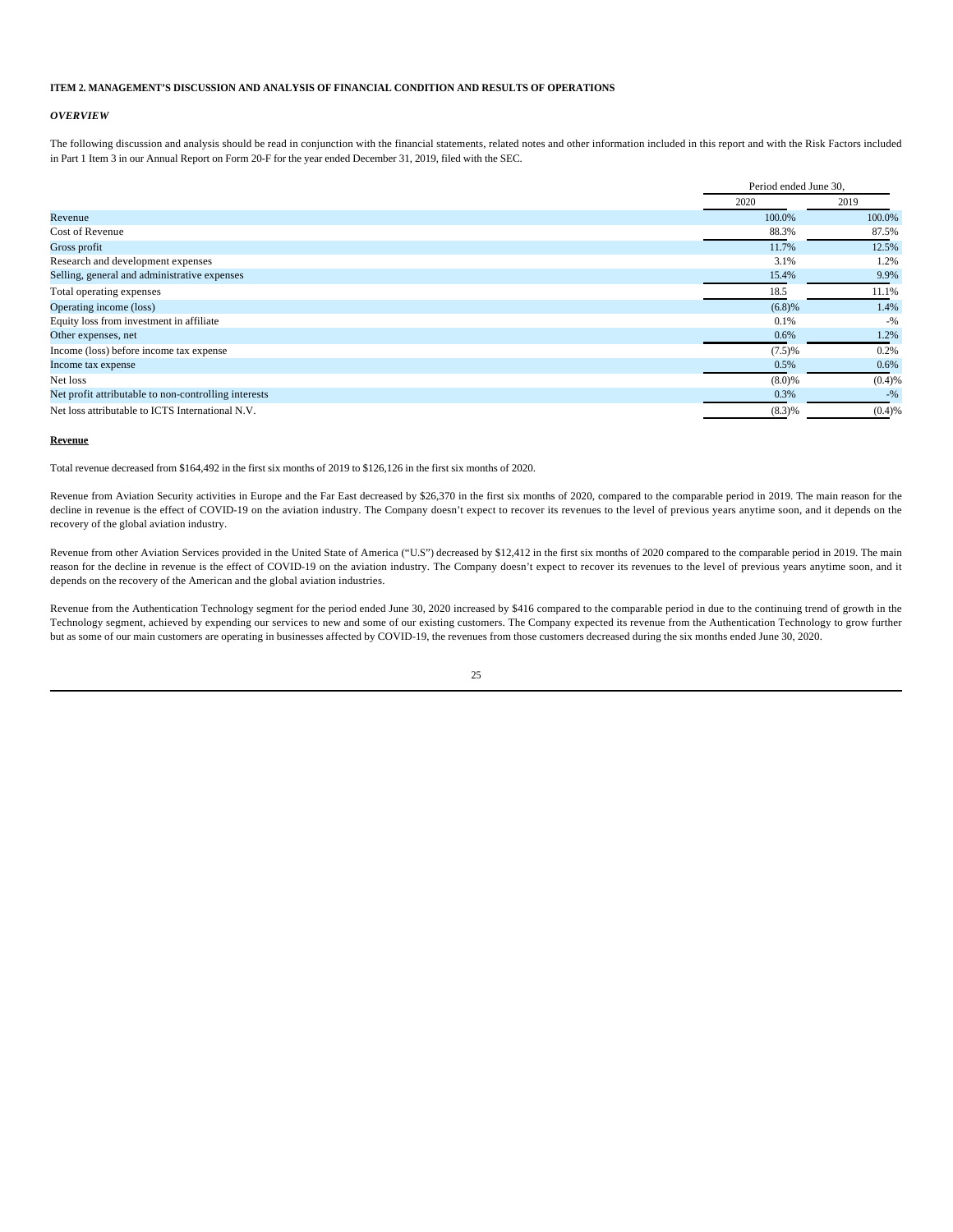**ITEM 2. MANAGEMENT'S DISCUSSION AND ANALYSIS OF FINANCIAL CONDITION AND RESULTS OF OPERATIONS**

***OVERVIEW***

The following discussion and analysis should be read in conjunction with the financial statements, related notes and other information included in this report and with the Risk Factors included in Part 1 Item 3 in our Annual Report on Form 20-F for the year ended December 31, 2019, filed with the SEC.

| | Period ended June 30, | |
|---|---|---|
| | 2020 | 2019 |
| Revenue | 100.0% | 100.0% |
| Cost of Revenue | 88.3% | 87.5% |
| Gross profit | 11.7% | 12.5% |
| Research and development expenses | 3.1% | 1.2% |
| Selling, general and administrative expenses | 15.4% | 9.9% |
| Total operating expenses | 18.5 | 11.1% |
| Operating income (loss) | (6.8)% | 1.4% |
| Equity loss from investment in affiliate | 0.1% | -% |
| Other expenses, net | 0.6% | 1.2% |
| Income (loss) before income tax expense | (7.5)% | 0.2% |
| Income tax expense | 0.5% | 0.6% |
| Net loss | (8.0)% | (0.4)% |
| Net profit attributable to non-controlling interests | 0.3% | -% |
| Net loss attributable to ICTS International N.V. | (8.3)% | (0.4)% |

**Revenue**

Total revenue decreased from $164,492 in the first six months of 2019 to $126,126 in the first six months of 2020.

Revenue from Aviation Security activities in Europe and the Far East decreased by $26,370 in the first six months of 2020, compared to the comparable period in 2019. The main reason for the decline in revenue is the effect of COVID-19 on the aviation industry. The Company doesn't expect to recover its revenues to the level of previous years anytime soon, and it depends on the recovery of the global aviation industry.

Revenue from other Aviation Services provided in the United State of America ("U.S") decreased by $12,412 in the first six months of 2020 compared to the comparable period in 2019. The main reason for the decline in revenue is the effect of COVID-19 on the aviation industry. The Company doesn't expect to recover its revenues to the level of previous years anytime soon, and it depends on the recovery of the American and the global aviation industries.

Revenue from the Authentication Technology segment for the period ended June 30, 2020 increased by $416 compared to the comparable period in due to the continuing trend of growth in the Technology segment, achieved by expending our services to new and some of our existing customers. The Company expected its revenue from the Authentication Technology to grow further but as some of our main customers are operating in businesses affected by COVID-19, the revenues from those customers decreased during the six months ended June 30, 2020.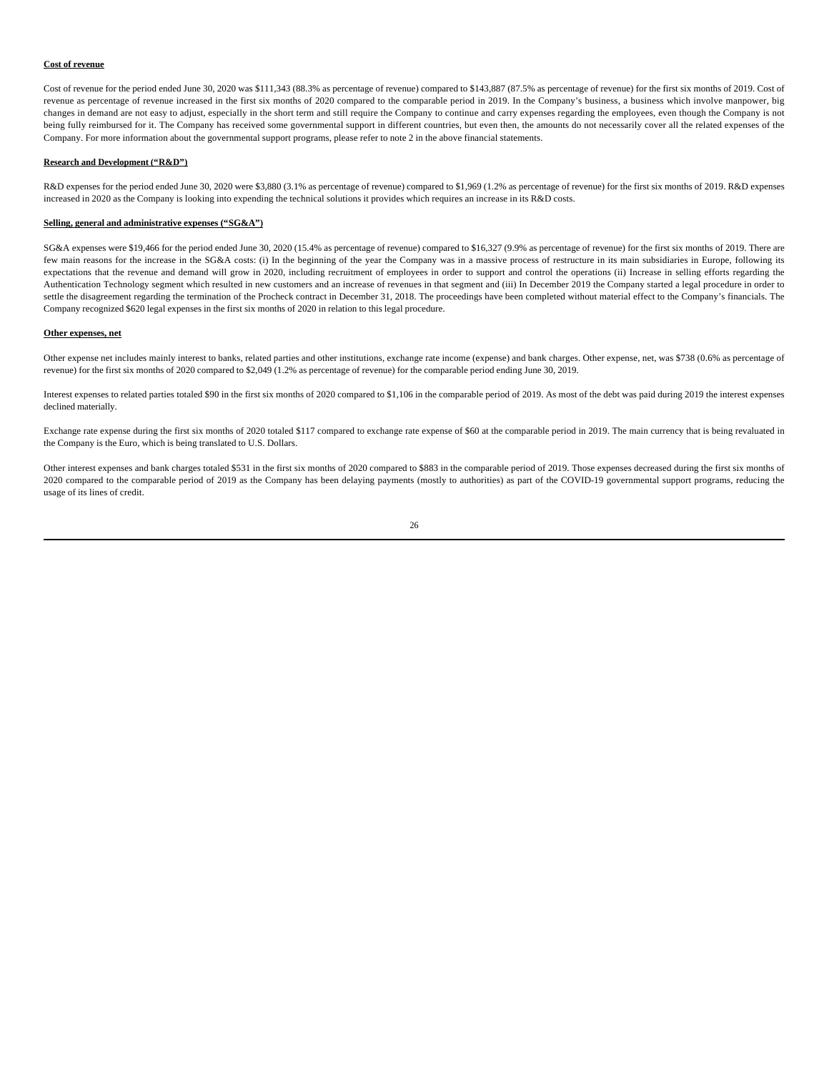**Cost of revenue**

Cost of revenue for the period ended June 30, 2020 was $111,343 (88.3% as percentage of revenue) compared to $143,887 (87.5% as percentage of revenue) for the first six months of 2019. Cost of revenue as percentage of revenue increased in the first six months of 2020 compared to the comparable period in 2019. In the Company's business, a business which involve manpower, big changes in demand are not easy to adjust, especially in the short term and still require the Company to continue and carry expenses regarding the employees, even though the Company is not being fully reimbursed for it. The Company has received some governmental support in different countries, but even then, the amounts do not necessarily cover all the related expenses of the Company. For more information about the governmental support programs, please refer to note 2 in the above financial statements.

**Research and Development ("R&D")**

R&D expenses for the period ended June 30, 2020 were $3,880 (3.1% as percentage of revenue) compared to $1,969 (1.2% as percentage of revenue) for the first six months of 2019. R&D expenses increased in 2020 as the Company is looking into expending the technical solutions it provides which requires an increase in its R&D costs.

**Selling, general and administrative expenses ("SG&A")**

SG&A expenses were $19,466 for the period ended June 30, 2020 (15.4% as percentage of revenue) compared to $16,327 (9.9% as percentage of revenue) for the first six months of 2019. There are few main reasons for the increase in the SG&A costs: (i) In the beginning of the year the Company was in a massive process of restructure in its main subsidiaries in Europe, following its expectations that the revenue and demand will grow in 2020, including recruitment of employees in order to support and control the operations (ii) Increase in selling efforts regarding the Authentication Technology segment which resulted in new customers and an increase of revenues in that segment and (iii) In December 2019 the Company started a legal procedure in order to settle the disagreement regarding the termination of the Procheck contract in December 31, 2018. The proceedings have been completed without material effect to the Company's financials. The Company recognized $620 legal expenses in the first six months of 2020 in relation to this legal procedure.

**Other expenses, net**

Other expense net includes mainly interest to banks, related parties and other institutions, exchange rate income (expense) and bank charges. Other expense, net, was $738 (0.6% as percentage of revenue) for the first six months of 2020 compared to $2,049 (1.2% as percentage of revenue) for the comparable period ending June 30, 2019.

Interest expenses to related parties totaled $90 in the first six months of 2020 compared to $1,106 in the comparable period of 2019. As most of the debt was paid during 2019 the interest expenses declined materially.

Exchange rate expense during the first six months of 2020 totaled $117 compared to exchange rate expense of $60 at the comparable period in 2019. The main currency that is being revaluated in the Company is the Euro, which is being translated to U.S. Dollars.

Other interest expenses and bank charges totaled $531 in the first six months of 2020 compared to $883 in the comparable period of 2019. Those expenses decreased during the first six months of 2020 compared to the comparable period of 2019 as the Company has been delaying payments (mostly to authorities) as part of the COVID-19 governmental support programs, reducing the usage of its lines of credit.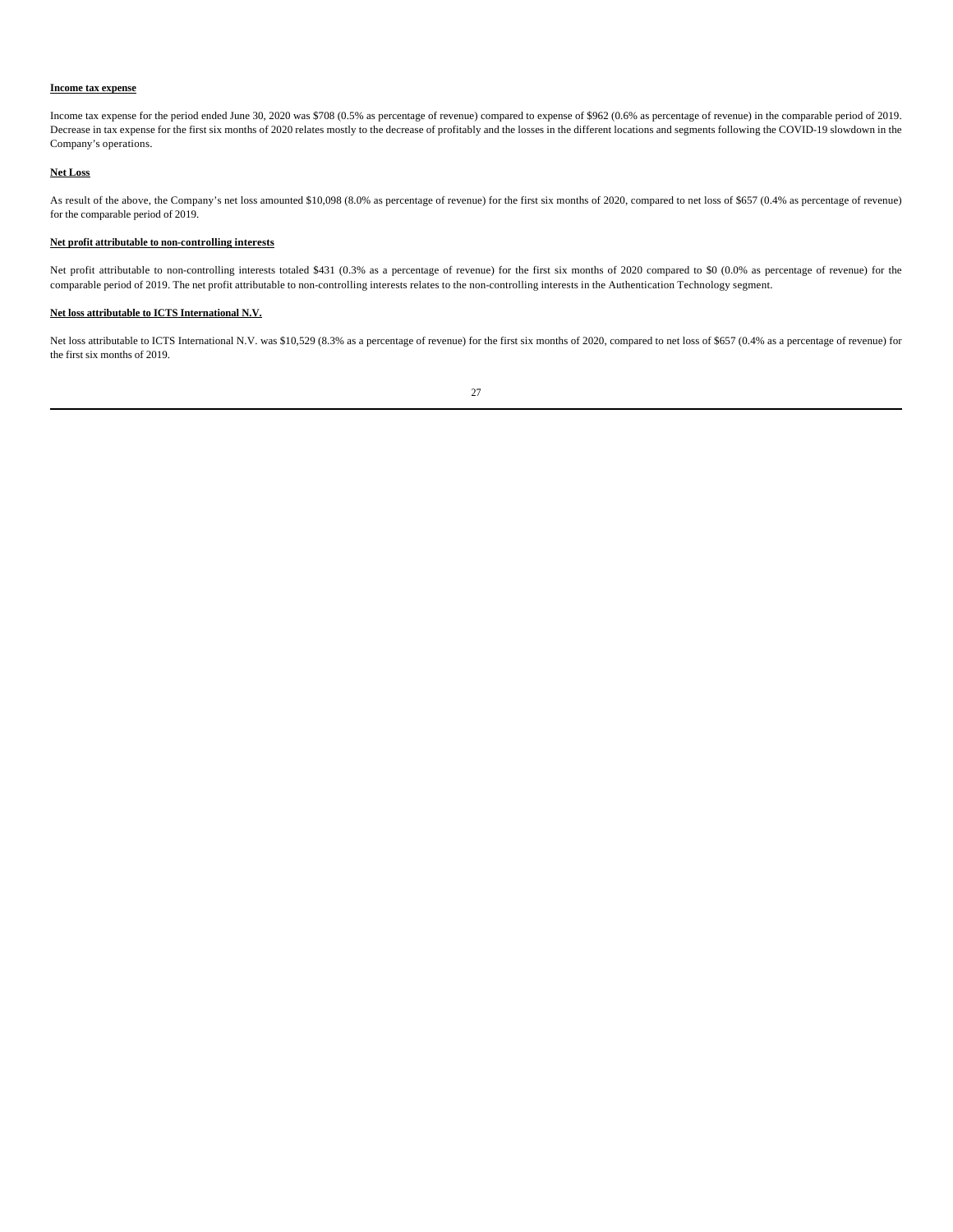**Income tax expense**

Income tax expense for the period ended June 30, 2020 was $708 (0.5% as percentage of revenue) compared to expense of $962 (0.6% as percentage of revenue) in the comparable period of 2019. Decrease in tax expense for the first six months of 2020 relates mostly to the decrease of profitably and the losses in the different locations and segments following the COVID-19 slowdown in the Company's operations.

**Net Loss**

As result of the above, the Company's net loss amounted $10,098 (8.0% as percentage of revenue) for the first six months of 2020, compared to net loss of $657 (0.4% as percentage of revenue) for the comparable period of 2019.

**Net profit attributable to non-controlling interests**

Net profit attributable to non-controlling interests totaled $431 (0.3% as a percentage of revenue) for the first six months of 2020 compared to $0 (0.0% as percentage of revenue) for the comparable period of 2019. The net profit attributable to non-controlling interests relates to the non-controlling interests in the Authentication Technology segment.

**Net loss attributable to ICTS International N.V.**

Net loss attributable to ICTS International N.V. was $10,529 (8.3% as a percentage of revenue) for the first six months of 2020, compared to net loss of $657 (0.4% as a percentage of revenue) for the first six months of 2019.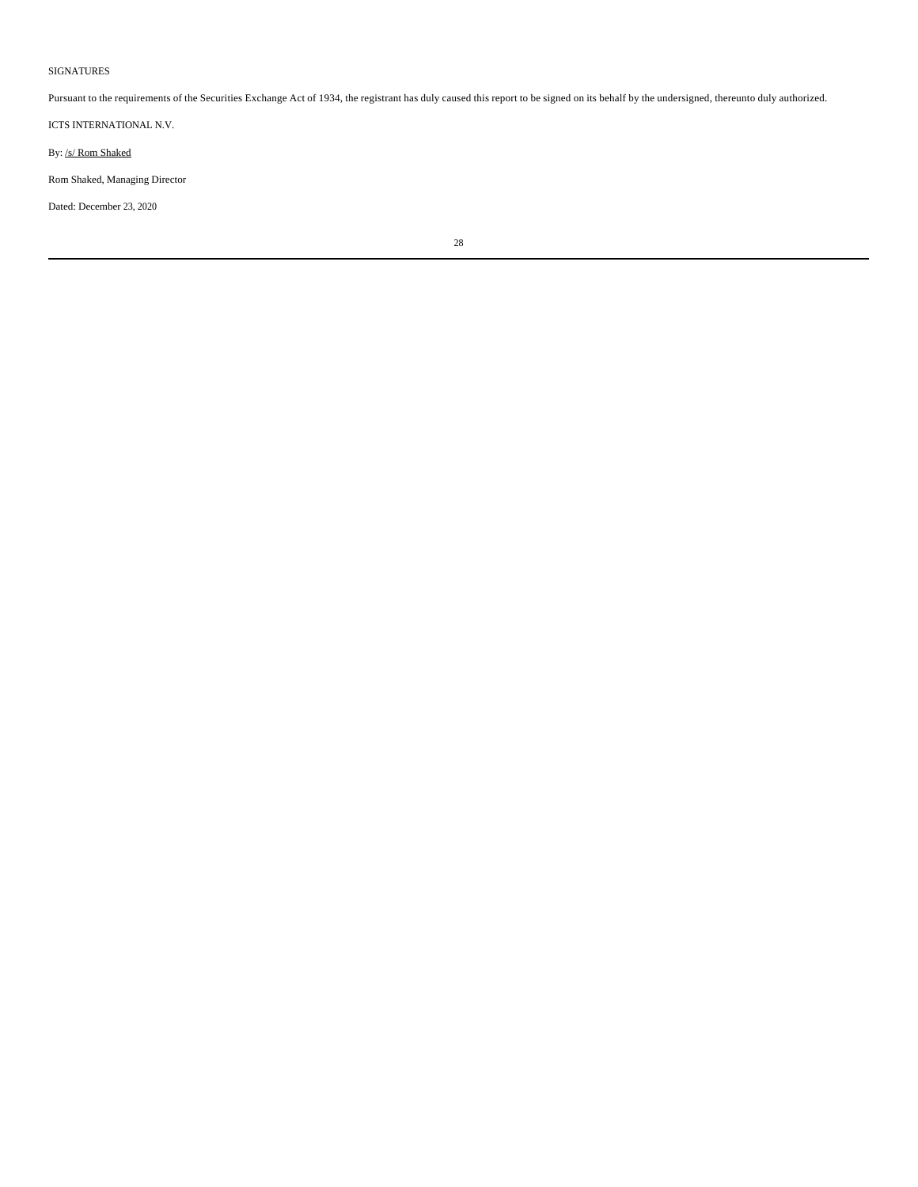SIGNATURES

Pursuant to the requirements of the Securities Exchange Act of 1934, the registrant has duly caused this report to be signed on its behalf by the undersigned, thereunto duly authorized.

ICTS INTERNATIONAL N.V.

By: /s/ Rom Shaked

Rom Shaked, Managing Director

Dated: December 23, 2020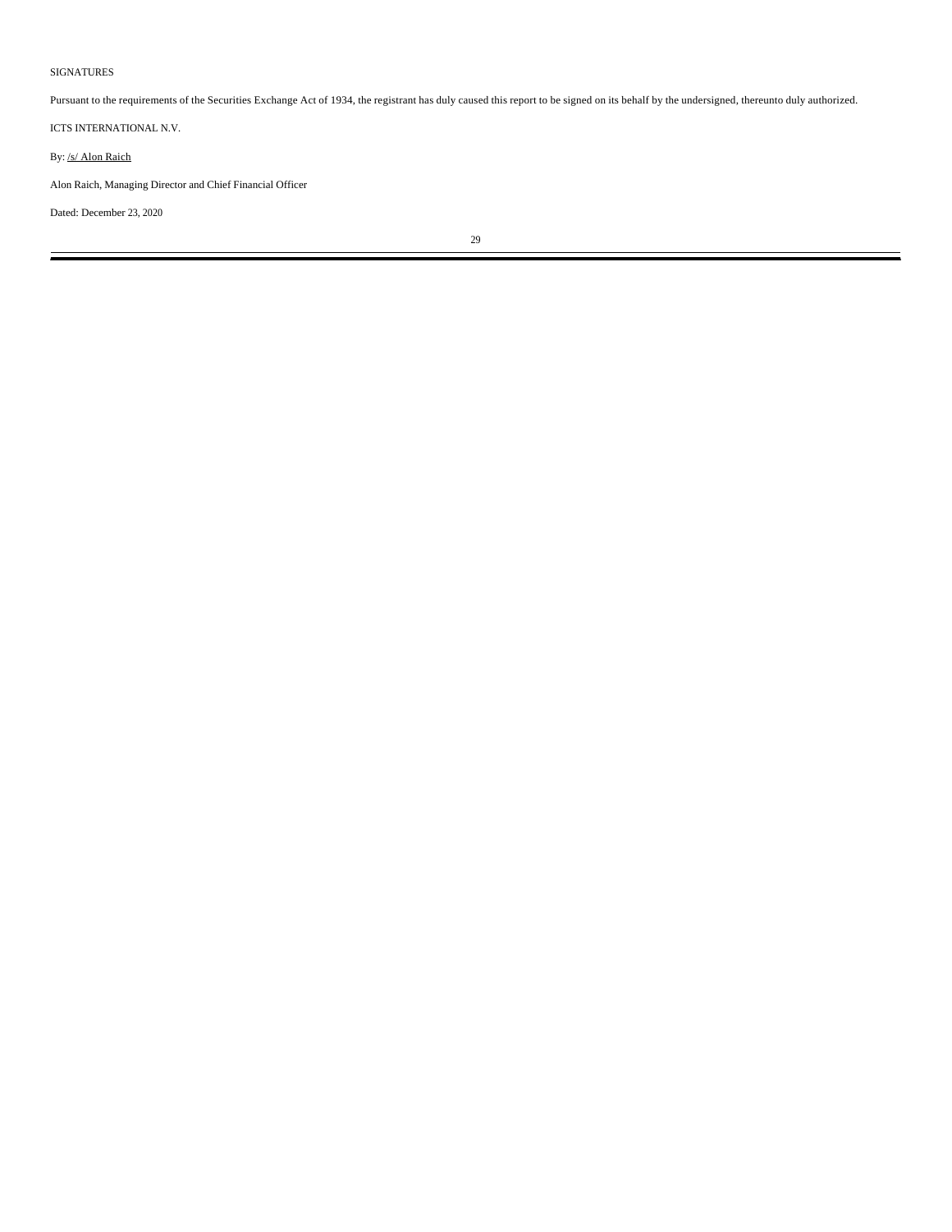SIGNATURES

Pursuant to the requirements of the Securities Exchange Act of 1934, the registrant has duly caused this report to be signed on its behalf by the undersigned, thereunto duly authorized.

ICTS INTERNATIONAL N.V.

By: /s/ Alon Raich

Alon Raich, Managing Director and Chief Financial Officer

Dated: December 23, 2020